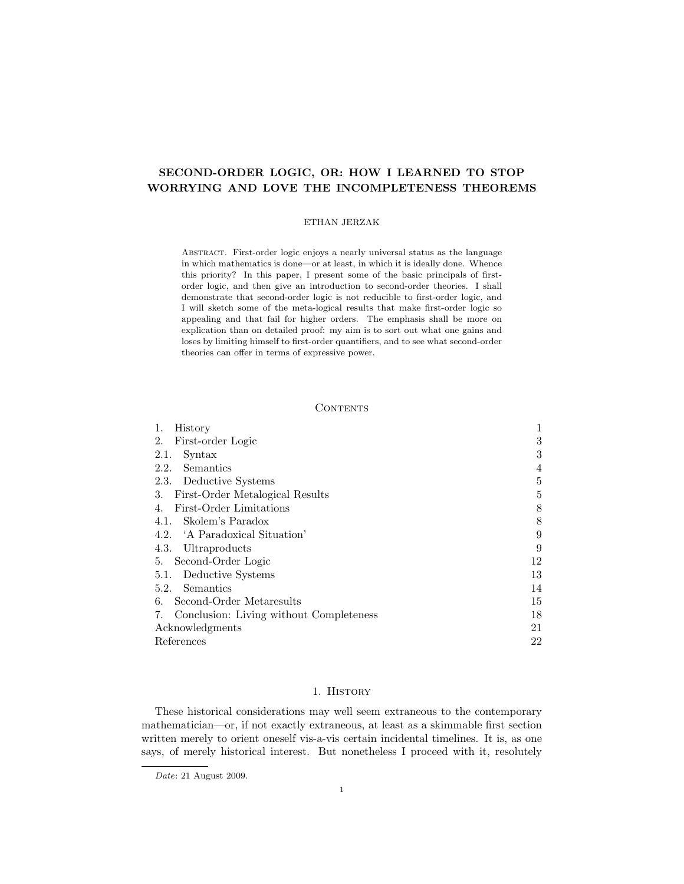# SECOND-ORDER LOGIC, OR: HOW I LEARNED TO STOP WORRYING AND LOVE THE INCOMPLETENESS THEOREMS

ETHAN JERZAK

Abstract. First-order logic enjoys a nearly universal status as the language in which mathematics is done—or at least, in which it is ideally done. Whence this priority? In this paper, I present some of the basic principals of first-order logic, and then give an introduction to second-order theories. I shall demonstrate that second-order logic is not reducible to first-order logic, and I will sketch some of the meta-logical results that make first-order logic so appealing and that fail for higher orders. The emphasis shall be more on explication than on detailed proof: my aim is to sort out what one gains and loses by limiting himself to first-order quantifiers, and to see what second-order theories can offer in terms of expressive power.

## Contents

| | |
|---|---|
| 1. History | 1 |
| 2. First-order Logic | 3 |
| 2.1. Syntax | 3 |
| 2.2. Semantics | 4 |
| 2.3. Deductive Systems | 5 |
| 3. First-Order Metalogical Results | 5 |
| 4. First-Order Limitations | 8 |
| 4.1. Skolem's Paradox | 8 |
| 4.2. 'A Paradoxical Situation' | 9 |
| 4.3. Ultraproducts | 9 |
| 5. Second-Order Logic | 12 |
| 5.1. Deductive Systems | 13 |
| 5.2. Semantics | 14 |
| 6. Second-Order Metaresults | 15 |
| 7. Conclusion: Living without Completeness | 18 |
| Acknowledgments | 21 |
| References | 22 |

## 1. History

These historical considerations may well seem extraneous to the contemporary mathematician—or, if not exactly extraneous, at least as a skimmable first section written merely to orient oneself vis-a-vis certain incidental timelines. It is, as one says, of merely historical interest. But nonetheless I proceed with it, resolutely

*Date*: 21 August 2009.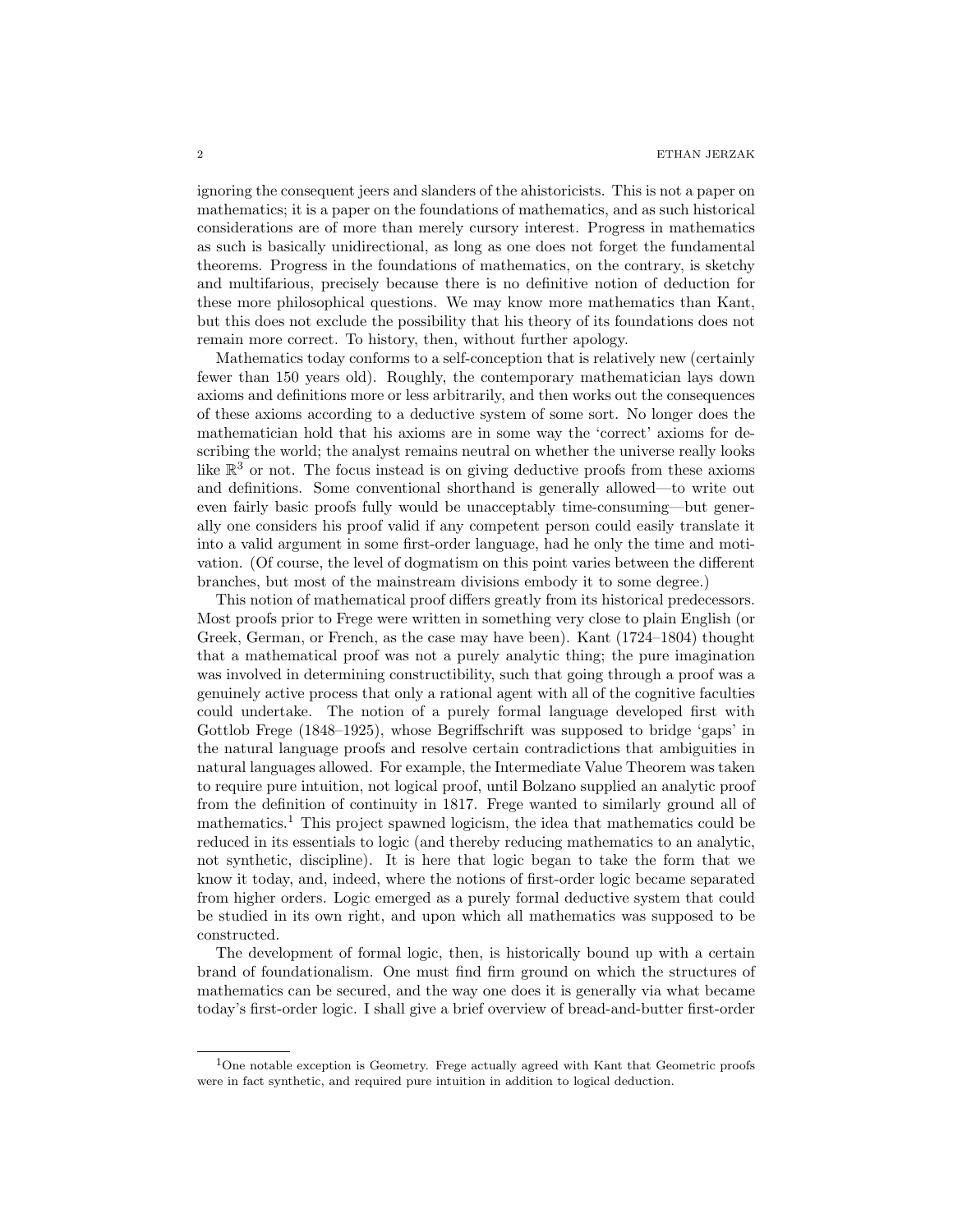ignoring the consequent jeers and slanders of the ahistoricists. This is not a paper on mathematics; it is a paper on the foundations of mathematics, and as such historical considerations are of more than merely cursory interest. Progress in mathematics as such is basically unidirectional, as long as one does not forget the fundamental theorems. Progress in the foundations of mathematics, on the contrary, is sketchy and multifarious, precisely because there is no definitive notion of deduction for these more philosophical questions. We may know more mathematics than Kant, but this does not exclude the possibility that his theory of its foundations does not remain more correct. To history, then, without further apology.

Mathematics today conforms to a self-conception that is relatively new (certainly fewer than 150 years old). Roughly, the contemporary mathematician lays down axioms and definitions more or less arbitrarily, and then works out the consequences of these axioms according to a deductive system of some sort. No longer does the mathematician hold that his axioms are in some way the 'correct' axioms for describing the world; the analyst remains neutral on whether the universe really looks like $\mathbb{R}^3$ or not. The focus instead is on giving deductive proofs from these axioms and definitions. Some conventional shorthand is generally allowed—to write out even fairly basic proofs fully would be unacceptably time-consuming—but generally one considers his proof valid if any competent person could easily translate it into a valid argument in some first-order language, had he only the time and motivation. (Of course, the level of dogmatism on this point varies between the different branches, but most of the mainstream divisions embody it to some degree.)

This notion of mathematical proof differs greatly from its historical predecessors. Most proofs prior to Frege were written in something very close to plain English (or Greek, German, or French, as the case may have been). Kant (1724–1804) thought that a mathematical proof was not a purely analytic thing; the pure imagination was involved in determining constructibility, such that going through a proof was a genuinely active process that only a rational agent with all of the cognitive faculties could undertake. The notion of a purely formal language developed first with Gottlob Frege (1848–1925), whose Begriffschrift was supposed to bridge 'gaps' in the natural language proofs and resolve certain contradictions that ambiguities in natural languages allowed. For example, the Intermediate Value Theorem was taken to require pure intuition, not logical proof, until Bolzano supplied an analytic proof from the definition of continuity in 1817. Frege wanted to similarly ground all of mathematics.[1] This project spawned logicism, the idea that mathematics could be reduced in its essentials to logic (and thereby reducing mathematics to an analytic, not synthetic, discipline). It is here that logic began to take the form that we know it today, and, indeed, where the notions of first-order logic became separated from higher orders. Logic emerged as a purely formal deductive system that could be studied in its own right, and upon which all mathematics was supposed to be constructed.

The development of formal logic, then, is historically bound up with a certain brand of foundationalism. One must find firm ground on which the structures of mathematics can be secured, and the way one does it is generally via what became today's first-order logic. I shall give a brief overview of bread-and-butter first-order

[1] One notable exception is Geometry. Frege actually agreed with Kant that Geometric proofs were in fact synthetic, and required pure intuition in addition to logical deduction.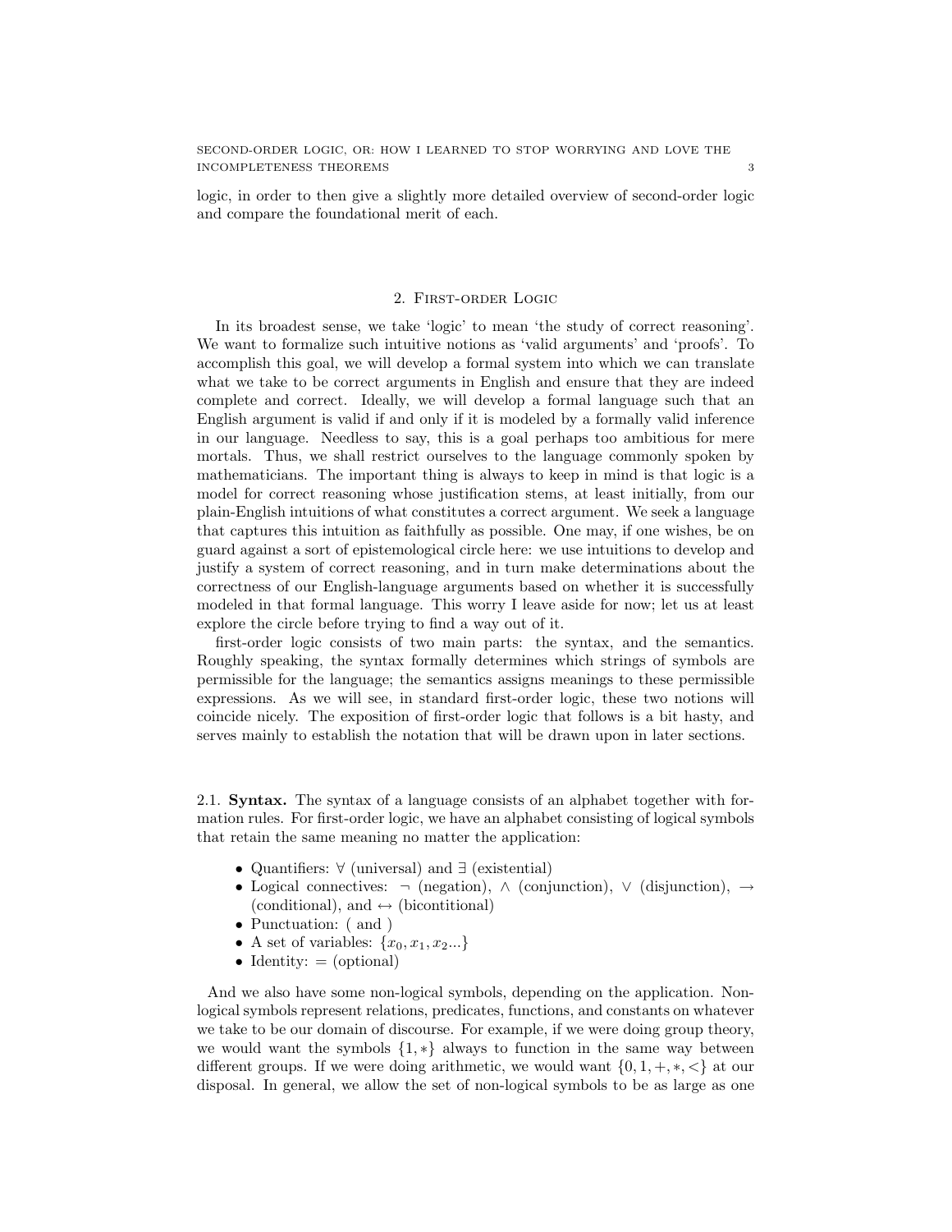logic, in order to then give a slightly more detailed overview of second-order logic and compare the foundational merit of each.

## 2. First-order Logic

In its broadest sense, we take 'logic' to mean 'the study of correct reasoning'. We want to formalize such intuitive notions as 'valid arguments' and 'proofs'. To accomplish this goal, we will develop a formal system into which we can translate what we take to be correct arguments in English and ensure that they are indeed complete and correct. Ideally, we will develop a formal language such that an English argument is valid if and only if it is modeled by a formally valid inference in our language. Needless to say, this is a goal perhaps too ambitious for mere mortals. Thus, we shall restrict ourselves to the language commonly spoken by mathematicians. The important thing is always to keep in mind is that logic is a model for correct reasoning whose justification stems, at least initially, from our plain-English intuitions of what constitutes a correct argument. We seek a language that captures this intuition as faithfully as possible. One may, if one wishes, be on guard against a sort of epistemological circle here: we use intuitions to develop and justify a system of correct reasoning, and in turn make determinations about the correctness of our English-language arguments based on whether it is successfully modeled in that formal language. This worry I leave aside for now; let us at least explore the circle before trying to find a way out of it.

first-order logic consists of two main parts: the syntax, and the semantics. Roughly speaking, the syntax formally determines which strings of symbols are permissible for the language; the semantics assigns meanings to these permissible expressions. As we will see, in standard first-order logic, these two notions will coincide nicely. The exposition of first-order logic that follows is a bit hasty, and serves mainly to establish the notation that will be drawn upon in later sections.

### 2.1. **Syntax.**

The syntax of a language consists of an alphabet together with formation rules. For first-order logic, we have an alphabet consisting of logical symbols that retain the same meaning no matter the application:

- Quantifiers: $\forall$ (universal) and $\exists$ (existential)
- Logical connectives: $\neg$ (negation), $\wedge$ (conjunction), $\vee$ (disjunction), $\rightarrow$ (conditional), and $\leftrightarrow$ (bicontitional)
- Punctuation: ( and )
- A set of variables: $\{x_0, x_1, x_2 ...\}$
- Identity: $=$ (optional)

And we also have some non-logical symbols, depending on the application. Non-logical symbols represent relations, predicates, functions, and constants on whatever we take to be our domain of discourse. For example, if we were doing group theory, we would want the symbols $\{1, *\}$ always to function in the same way between different groups. If we were doing arithmetic, we would want $\{0, 1, +, *, <\}$ at our disposal. In general, we allow the set of non-logical symbols to be as large as one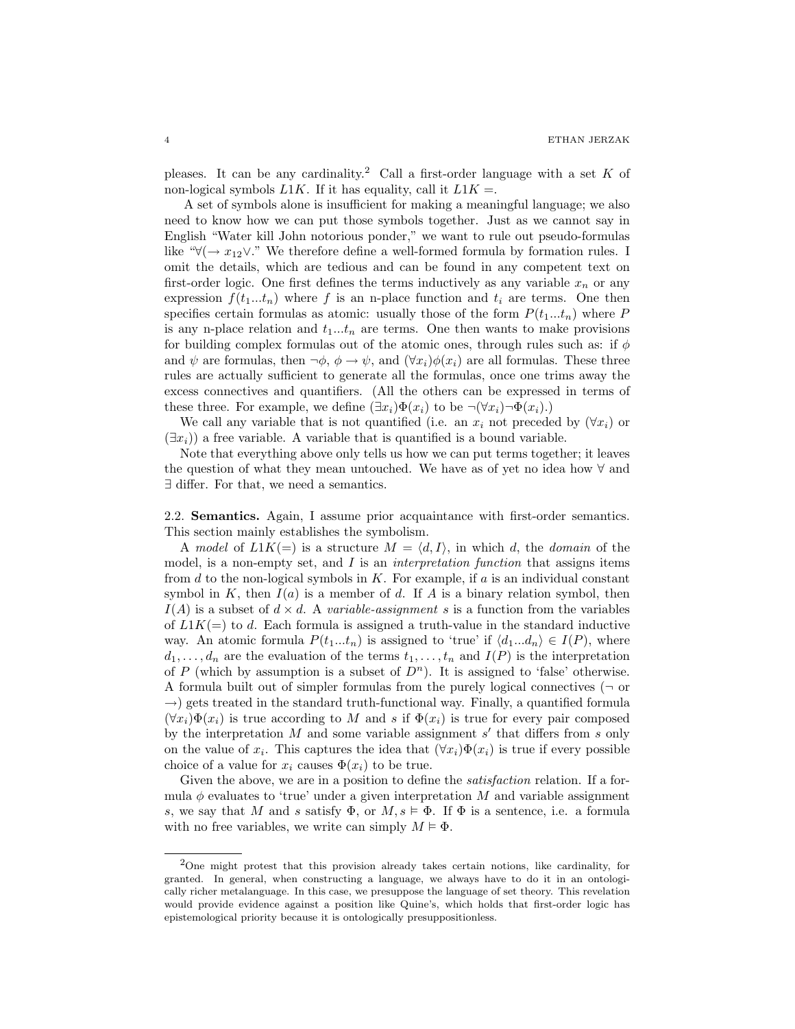pleases. It can be any cardinality.[2] Call a first-order language with a set $K$ of non-logical symbols $L1K$. If it has equality, call it $L1K =$.

A set of symbols alone is insufficient for making a meaningful language; we also need to know how we can put those symbols together. Just as we cannot say in English "Water kill John notorious ponder," we want to rule out pseudo-formulas like "$\forall(\rightarrow x_{12}\vee$." We therefore define a well-formed formula by formation rules. I omit the details, which are tedious and can be found in any competent text on first-order logic. One first defines the terms inductively as any variable $x_n$ or any expression $f(t_1...t_n)$ where $f$ is an n-place function and $t_i$ are terms. One then specifies certain formulas as atomic: usually those of the form $P(t_1...t_n)$ where $P$ is any n-place relation and $t_1...t_n$ are terms. One then wants to make provisions for building complex formulas out of the atomic ones, through rules such as: if $\phi$ and $\psi$ are formulas, then $\neg\phi$, $\phi \rightarrow \psi$, and $(\forall x_i)\phi(x_i)$ are all formulas. These three rules are actually sufficient to generate all the formulas, once one trims away the excess connectives and quantifiers. (All the others can be expressed in terms of these three. For example, we define $(\exists x_i)\Phi(x_i)$ to be $\neg(\forall x_i)\neg\Phi(x_i)$.)

We call any variable that is not quantified (i.e. an $x_i$ not preceded by $(\forall x_i)$ or $(\exists x_i)$) a free variable. A variable that is quantified is a bound variable.

Note that everything above only tells us how we can put terms together; it leaves the question of what they mean untouched. We have as of yet no idea how $\forall$ and $\exists$ differ. For that, we need a semantics.

### 2.2. Semantics.

Again, I assume prior acquaintance with first-order semantics. This section mainly establishes the symbolism.

A *model* of $L1K(=)$ is a structure $M = \langle d, I\rangle$, in which $d$, the *domain* of the model, is a non-empty set, and $I$ is an *interpretation function* that assigns items from $d$ to the non-logical symbols in $K$. For example, if $a$ is an individual constant symbol in $K$, then $I(a)$ is a member of $d$. If $A$ is a binary relation symbol, then $I(A)$ is a subset of $d \times d$. A *variable-assignment* $s$ is a function from the variables of $L1K(=)$ to $d$. Each formula is assigned a truth-value in the standard inductive way. An atomic formula $P(t_1...t_n)$ is assigned to 'true' if $\langle d_1...d_n\rangle \in I(P)$, where $d_1, \ldots, d_n$ are the evaluation of the terms $t_1, \ldots, t_n$ and $I(P)$ is the interpretation of $P$ (which by assumption is a subset of $D^n$). It is assigned to 'false' otherwise. A formula built out of simpler formulas from the purely logical connectives ($\neg$ or $\rightarrow$) gets treated in the standard truth-functional way. Finally, a quantified formula $(\forall x_i)\Phi(x_i)$ is true according to $M$ and $s$ if $\Phi(x_i)$ is true for every pair composed by the interpretation $M$ and some variable assignment $s'$ that differs from $s$ only on the value of $x_i$. This captures the idea that $(\forall x_i)\Phi(x_i)$ is true if every possible choice of a value for $x_i$ causes $\Phi(x_i)$ to be true.

Given the above, we are in a position to define the *satisfaction* relation. If a formula $\phi$ evaluates to 'true' under a given interpretation $M$ and variable assignment $s$, we say that $M$ and $s$ satisfy $\Phi$, or $M, s \vDash \Phi$. If $\Phi$ is a sentence, i.e. a formula with no free variables, we write can simply $M \vDash \Phi$.

---

[2] One might protest that this provision already takes certain notions, like cardinality, for granted. In general, when constructing a language, we always have to do it in an ontologically richer metalanguage. In this case, we presuppose the language of set theory. This revelation would provide evidence against a position like Quine's, which holds that first-order logic has epistemological priority because it is ontologically presuppositionless.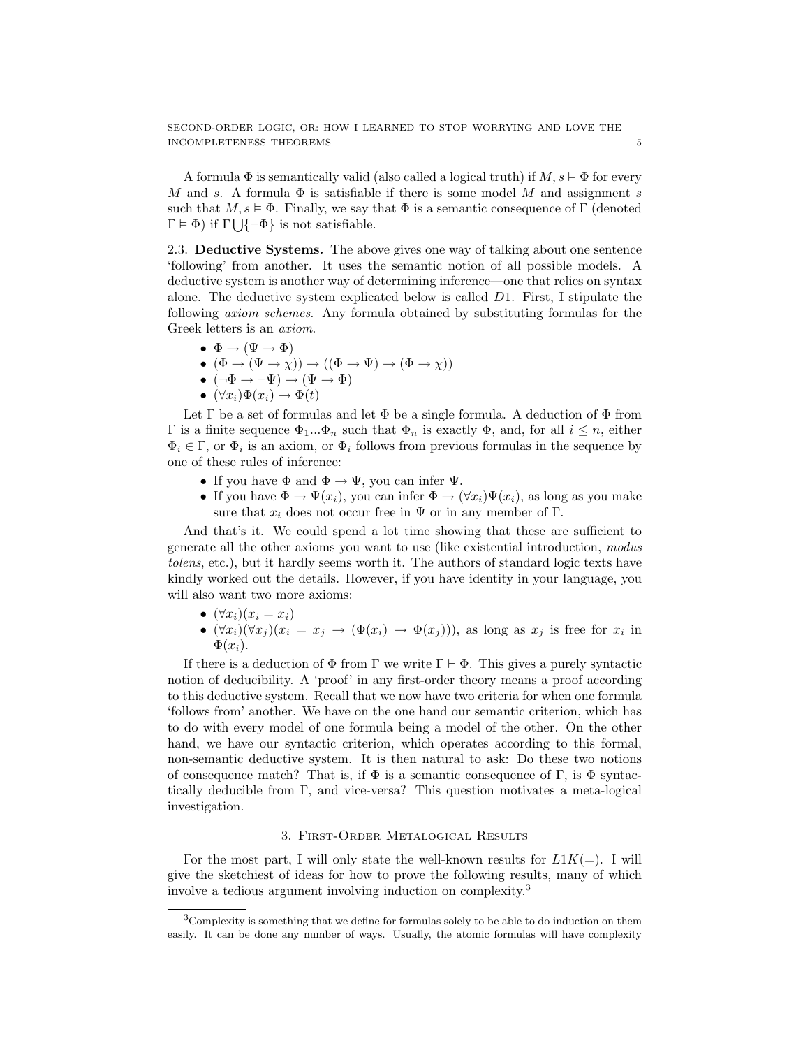A formula $\Phi$ is semantically valid (also called a logical truth) if $M, s \vDash \Phi$ for every $M$ and $s$. A formula $\Phi$ is satisfiable if there is some model $M$ and assignment $s$ such that $M, s \vDash \Phi$. Finally, we say that $\Phi$ is a semantic consequence of $\Gamma$ (denoted $\Gamma \vDash \Phi$) if $\Gamma \bigcup \{\neg\Phi\}$ is not satisfiable.

2.3. **Deductive Systems.** The above gives one way of talking about one sentence 'following' from another. It uses the semantic notion of all possible models. A deductive system is another way of determining inference—one that relies on syntax alone. The deductive system explicated below is called $D1$. First, I stipulate the following *axiom schemes*. Any formula obtained by substituting formulas for the Greek letters is an *axiom*.

- $\Phi \rightarrow (\Psi \rightarrow \Phi)$
- $(\Phi \rightarrow (\Psi \rightarrow \chi)) \rightarrow ((\Phi \rightarrow \Psi) \rightarrow (\Phi \rightarrow \chi))$
- $(\neg\Phi \rightarrow \neg\Psi) \rightarrow (\Psi \rightarrow \Phi)$
- $(\forall x_i)\Phi(x_i) \rightarrow \Phi(t)$

Let $\Gamma$ be a set of formulas and let $\Phi$ be a single formula. A deduction of $\Phi$ from $\Gamma$ is a finite sequence $\Phi_1 ... \Phi_n$ such that $\Phi_n$ is exactly $\Phi$, and, for all $i \leq n$, either $\Phi_i \in \Gamma$, or $\Phi_i$ is an axiom, or $\Phi_i$ follows from previous formulas in the sequence by one of these rules of inference:

- If you have $\Phi$ and $\Phi \rightarrow \Psi$, you can infer $\Psi$.
- If you have $\Phi \rightarrow \Psi(x_i)$, you can infer $\Phi \rightarrow (\forall x_i)\Psi(x_i)$, as long as you make sure that $x_i$ does not occur free in $\Psi$ or in any member of $\Gamma$.

And that's it. We could spend a lot time showing that these are sufficient to generate all the other axioms you want to use (like existential introduction, *modus tolens*, etc.), but it hardly seems worth it. The authors of standard logic texts have kindly worked out the details. However, if you have identity in your language, you will also want two more axioms:

- $(\forall x_i)(x_i = x_i)$
- $(\forall x_i)(\forall x_j)(x_i = x_j \rightarrow (\Phi(x_i) \rightarrow \Phi(x_j)))$, as long as $x_j$ is free for $x_i$ in $\Phi(x_i)$.

If there is a deduction of $\Phi$ from $\Gamma$ we write $\Gamma \vdash \Phi$. This gives a purely syntactic notion of deducibility. A 'proof' in any first-order theory means a proof according to this deductive system. Recall that we now have two criteria for when one formula 'follows from' another. We have on the one hand our semantic criterion, which has to do with every model of one formula being a model of the other. On the other hand, we have our syntactic criterion, which operates according to this formal, non-semantic deductive system. It is then natural to ask: Do these two notions of consequence match? That is, if $\Phi$ is a semantic consequence of $\Gamma$, is $\Phi$ syntactically deducible from $\Gamma$, and vice-versa? This question motivates a meta-logical investigation.

## 3. First-Order Metalogical Results

For the most part, I will only state the well-known results for $L1K(=)$. I will give the sketchiest of ideas for how to prove the following results, many of which involve a tedious argument involving induction on complexity.[3]

[3] Complexity is something that we define for formulas solely to be able to do induction on them easily. It can be done any number of ways. Usually, the atomic formulas will have complexity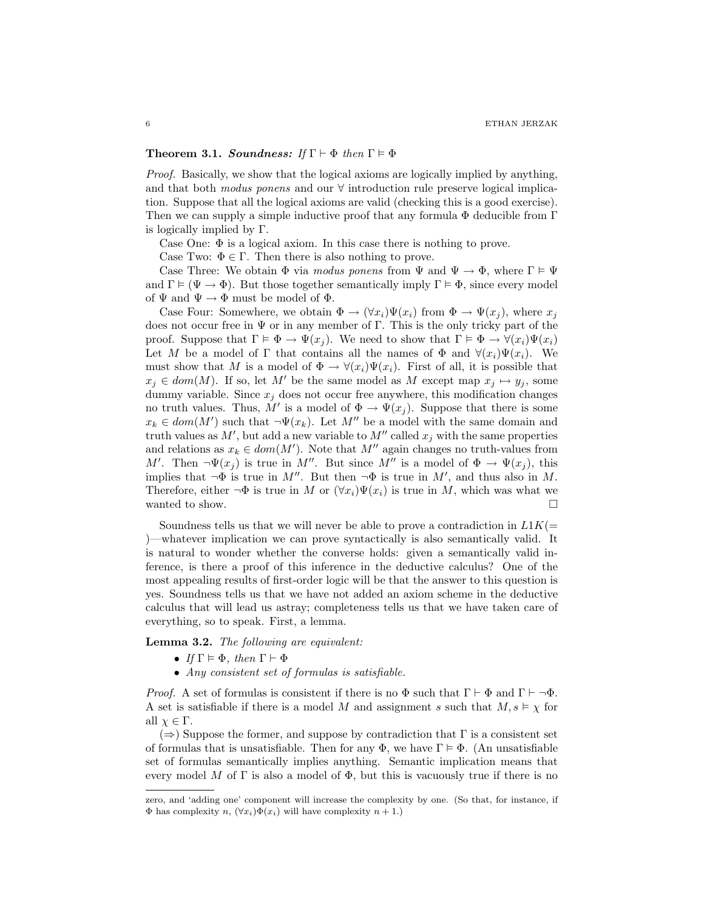**Theorem 3.1.** ***Soundness:*** *If* $\Gamma \vdash \Phi$ *then* $\Gamma \vDash \Phi$

*Proof.* Basically, we show that the logical axioms are logically implied by anything, and that both *modus ponens* and our $\forall$ introduction rule preserve logical implication. Suppose that all the logical axioms are valid (checking this is a good exercise). Then we can supply a simple inductive proof that any formula $\Phi$ deducible from $\Gamma$ is logically implied by $\Gamma$.

Case One: $\Phi$ is a logical axiom. In this case there is nothing to prove.

Case Two: $\Phi \in \Gamma$. Then there is also nothing to prove.

Case Three: We obtain $\Phi$ via *modus ponens* from $\Psi$ and $\Psi \to \Phi$, where $\Gamma \vDash \Psi$ and $\Gamma \vDash (\Psi \to \Phi)$. But those together semantically imply $\Gamma \vDash \Phi$, since every model of $\Psi$ and $\Psi \to \Phi$ must be model of $\Phi$.

Case Four: Somewhere, we obtain $\Phi \to (\forall x_i)\Psi(x_i)$ from $\Phi \to \Psi(x_j)$, where $x_j$ does not occur free in $\Psi$ or in any member of $\Gamma$. This is the only tricky part of the proof. Suppose that $\Gamma \vDash \Phi \to \Psi(x_j)$. We need to show that $\Gamma \vDash \Phi \to \forall(x_i)\Psi(x_i)$ Let $M$ be a model of $\Gamma$ that contains all the names of $\Phi$ and $\forall(x_i)\Psi(x_i)$. We must show that $M$ is a model of $\Phi \to \forall(x_i)\Psi(x_i)$. First of all, it is possible that $x_j \in dom(M)$. If so, let $M'$ be the same model as $M$ except map $x_j \mapsto y_j$, some dummy variable. Since $x_j$ does not occur free anywhere, this modification changes no truth values. Thus, $M'$ is a model of $\Phi \to \Psi(x_j)$. Suppose that there is some $x_k \in dom(M')$ such that $\neg\Psi(x_k)$. Let $M''$ be a model with the same domain and truth values as $M'$, but add a new variable to $M''$ called $x_j$ with the same properties and relations as $x_k \in dom(M')$. Note that $M''$ again changes no truth-values from $M'$. Then $\neg\Psi(x_j)$ is true in $M''$. But since $M''$ is a model of $\Phi \to \Psi(x_j)$, this implies that $\neg\Phi$ is true in $M''$. But then $\neg\Phi$ is true in $M'$, and thus also in $M$. Therefore, either $\neg\Phi$ is true in $M$ or $(\forall x_i)\Psi(x_i)$ is true in $M$, which was what we wanted to show. $\square$

Soundness tells us that we will never be able to prove a contradiction in $L1K(=)$—whatever implication we can prove syntactically is also semantically valid. It is natural to wonder whether the converse holds: given a semantically valid inference, is there a proof of this inference in the deductive calculus? One of the most appealing results of first-order logic will be that the answer to this question is yes. Soundness tells us that we have not added an axiom scheme in the deductive calculus that will lead us astray; completeness tells us that we have taken care of everything, so to speak. First, a lemma.

**Lemma 3.2.** *The following are equivalent:*

- *If* $\Gamma \vDash \Phi$, *then* $\Gamma \vdash \Phi$
- *Any consistent set of formulas is satisfiable.*

*Proof.* A set of formulas is consistent if there is no $\Phi$ such that $\Gamma \vdash \Phi$ and $\Gamma \vdash \neg\Phi$. A set is satisfiable if there is a model $M$ and assignment $s$ such that $M, s \vDash \chi$ for all $\chi \in \Gamma$.

($\Rightarrow$) Suppose the former, and suppose by contradiction that $\Gamma$ is a consistent set of formulas that is unsatisfiable. Then for any $\Phi$, we have $\Gamma \vDash \Phi$. (An unsatisfiable set of formulas semantically implies anything. Semantic implication means that every model $M$ of $\Gamma$ is also a model of $\Phi$, but this is vacuously true if there is no

---

zero, and 'adding one' component will increase the complexity by one. (So that, for instance, if $\Phi$ has complexity $n$, $(\forall x_i)\Phi(x_i)$ will have complexity $n + 1$.)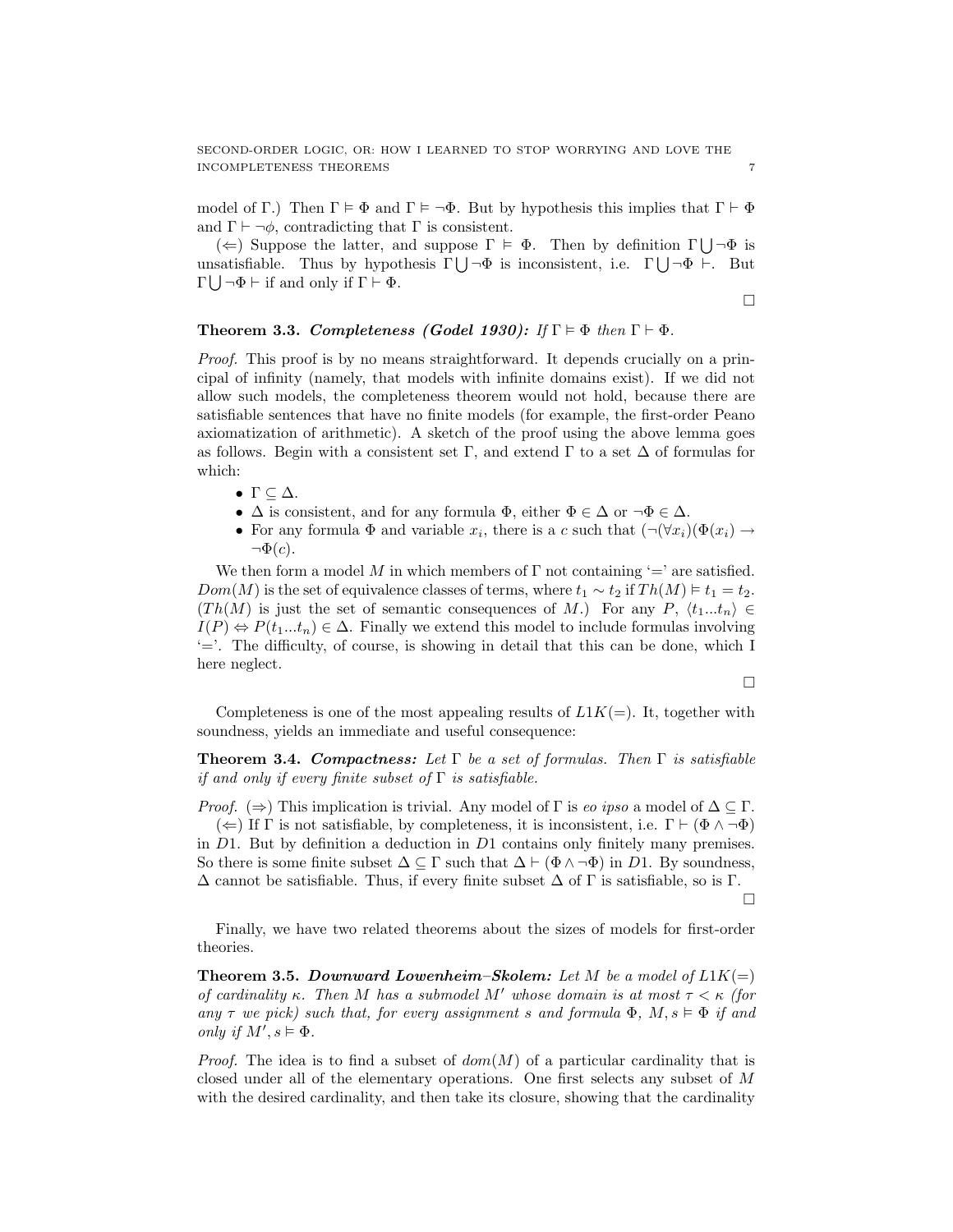model of $\Gamma$.) Then $\Gamma \vDash \Phi$ and $\Gamma \vDash \neg\Phi$. But by hypothesis this implies that $\Gamma \vdash \Phi$ and $\Gamma \vdash \neg\phi$, contradicting that $\Gamma$ is consistent.

($\Leftarrow$) Suppose the latter, and suppose $\Gamma \vDash \Phi$. Then by definition $\Gamma \bigcup \neg\Phi$ is unsatisfiable. Thus by hypothesis $\Gamma \bigcup \neg\Phi$ is inconsistent, i.e. $\Gamma \bigcup \neg\Phi \vdash$. But $\Gamma \bigcup \neg\Phi \vdash$ if and only if $\Gamma \vdash \Phi$.

□

**Theorem 3.3.** ***Completeness (Godel 1930):*** *If* $\Gamma \vDash \Phi$ *then* $\Gamma \vdash \Phi$.

*Proof.* This proof is by no means straightforward. It depends crucially on a principal of infinity (namely, that models with infinite domains exist). If we did not allow such models, the completeness theorem would not hold, because there are satisfiable sentences that have no finite models (for example, the first-order Peano axiomatization of arithmetic). A sketch of the proof using the above lemma goes as follows. Begin with a consistent set $\Gamma$, and extend $\Gamma$ to a set $\Delta$ of formulas for which:

- $\Gamma \subseteq \Delta$.
- $\Delta$ is consistent, and for any formula $\Phi$, either $\Phi \in \Delta$ or $\neg\Phi \in \Delta$.
- For any formula $\Phi$ and variable $x_i$, there is a $c$ such that $(\neg(\forall x_i)(\Phi(x_i) \rightarrow \neg\Phi(c)$.

We then form a model $M$ in which members of $\Gamma$ not containing '=' are satisfied. $Dom(M)$ is the set of equivalence classes of terms, where $t_1 \sim t_2$ if $Th(M) \vDash t_1 = t_2$. ($Th(M)$ is just the set of semantic consequences of $M$.) For any $P$, $\langle t_1 ... t_n \rangle \in I(P) \Leftrightarrow P(t_1 ... t_n) \in \Delta$. Finally we extend this model to include formulas involving '='. The difficulty, of course, is showing in detail that this can be done, which I here neglect.

□

Completeness is one of the most appealing results of $L1K(=)$. It, together with soundness, yields an immediate and useful consequence:

**Theorem 3.4.** ***Compactness:*** *Let* $\Gamma$ *be a set of formulas. Then* $\Gamma$ *is satisfiable if and only if every finite subset of* $\Gamma$ *is satisfiable.*

*Proof.* ($\Rightarrow$) This implication is trivial. Any model of $\Gamma$ is *eo ipso* a model of $\Delta \subseteq \Gamma$.

($\Leftarrow$) If $\Gamma$ is not satisfiable, by completeness, it is inconsistent, i.e. $\Gamma \vdash (\Phi \wedge \neg\Phi)$ in $D1$. But by definition a deduction in $D1$ contains only finitely many premises. So there is some finite subset $\Delta \subseteq \Gamma$ such that $\Delta \vdash (\Phi \wedge \neg\Phi)$ in $D1$. By soundness, $\Delta$ cannot be satisfiable. Thus, if every finite subset $\Delta$ of $\Gamma$ is satisfiable, so is $\Gamma$.

□

Finally, we have two related theorems about the sizes of models for first-order theories.

**Theorem 3.5.** ***Downward Lowenheim–Skolem:*** *Let* $M$ *be a model of* $L1K(=)$ *of cardinality* $\kappa$. *Then* $M$ *has a submodel* $M'$ *whose domain is at most* $\tau < \kappa$ *(for any* $\tau$ *we pick) such that, for every assignment* $s$ *and formula* $\Phi$, $M, s \vDash \Phi$ *if and only if* $M', s \vDash \Phi$.

*Proof.* The idea is to find a subset of $dom(M)$ of a particular cardinality that is closed under all of the elementary operations. One first selects any subset of $M$ with the desired cardinality, and then take its closure, showing that the cardinality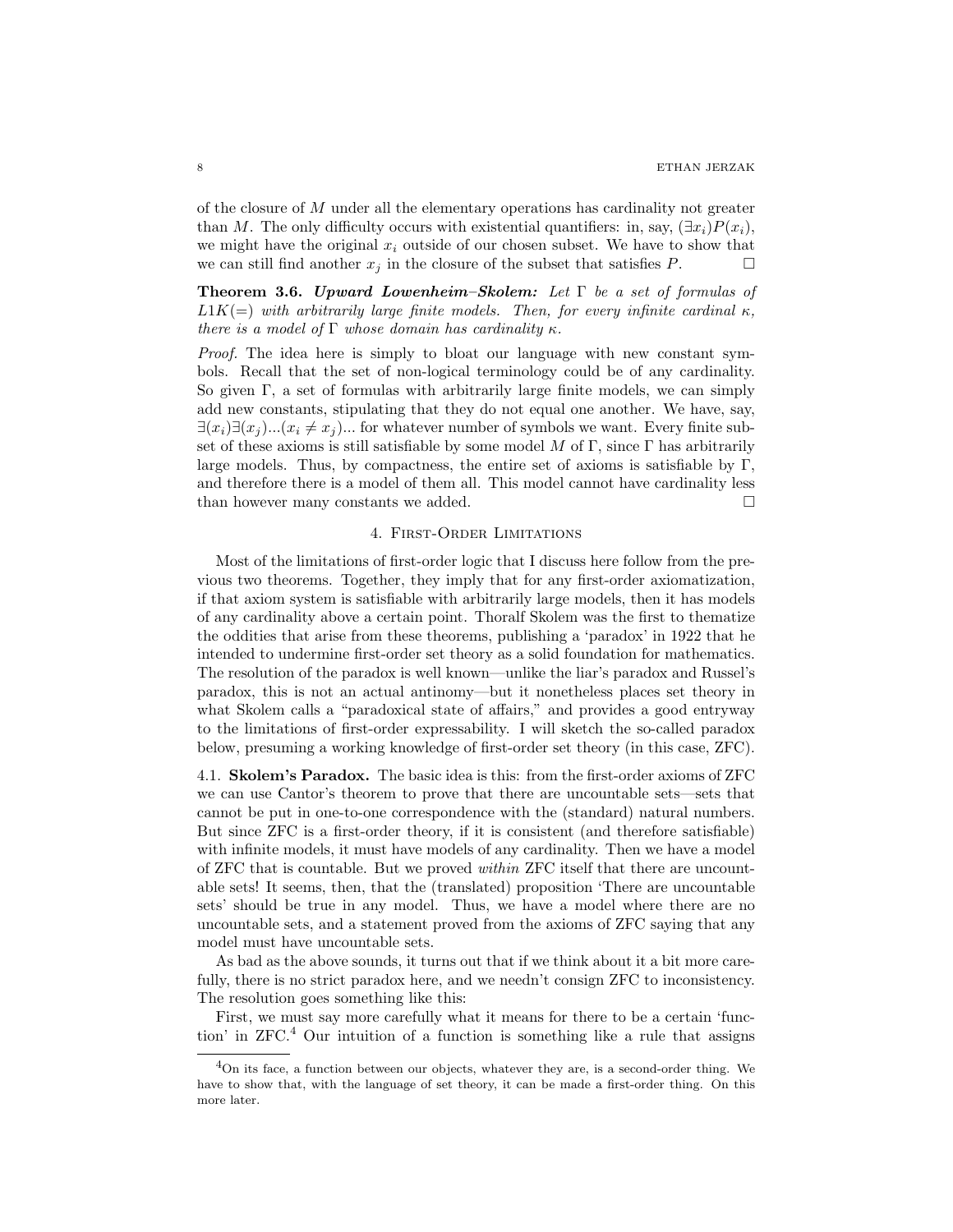of the closure of $M$ under all the elementary operations has cardinality not greater than $M$. The only difficulty occurs with existential quantifiers: in, say, $(\exists x_i)P(x_i)$, we might have the original $x_i$ outside of our chosen subset. We have to show that we can still find another $x_j$ in the closure of the subset that satisfies $P$. □

**Theorem 3.6.** ***Upward Lowenheim–Skolem:*** *Let $\Gamma$ be a set of formulas of $L1K(=)$ with arbitrarily large finite models. Then, for every infinite cardinal $\kappa$, there is a model of $\Gamma$ whose domain has cardinality $\kappa$.*

*Proof.* The idea here is simply to bloat our language with new constant symbols. Recall that the set of non-logical terminology could be of any cardinality. So given $\Gamma$, a set of formulas with arbitrarily large finite models, we can simply add new constants, stipulating that they do not equal one another. We have, say, $\exists(x_i)\exists(x_j)...(x_i \neq x_j)...$ for whatever number of symbols we want. Every finite subset of these axioms is still satisfiable by some model $M$ of $\Gamma$, since $\Gamma$ has arbitrarily large models. Thus, by compactness, the entire set of axioms is satisfiable by $\Gamma$, and therefore there is a model of them all. This model cannot have cardinality less than however many constants we added. □

## 4. First-Order Limitations

Most of the limitations of first-order logic that I discuss here follow from the previous two theorems. Together, they imply that for any first-order axiomatization, if that axiom system is satisfiable with arbitrarily large models, then it has models of any cardinality above a certain point. Thoralf Skolem was the first to thematize the oddities that arise from these theorems, publishing a 'paradox' in 1922 that he intended to undermine first-order set theory as a solid foundation for mathematics. The resolution of the paradox is well known—unlike the liar's paradox and Russel's paradox, this is not an actual antinomy—but it nonetheless places set theory in what Skolem calls a "paradoxical state of affairs," and provides a good entryway to the limitations of first-order expressability. I will sketch the so-called paradox below, presuming a working knowledge of first-order set theory (in this case, ZFC).

### 4.1. Skolem's Paradox.

The basic idea is this: from the first-order axioms of ZFC we can use Cantor's theorem to prove that there are uncountable sets—sets that cannot be put in one-to-one correspondence with the (standard) natural numbers. But since ZFC is a first-order theory, if it is consistent (and therefore satisfiable) with infinite models, it must have models of any cardinality. Then we have a model of ZFC that is countable. But we proved *within* ZFC itself that there are uncountable sets! It seems, then, that the (translated) proposition 'There are uncountable sets' should be true in any model. Thus, we have a model where there are no uncountable sets, and a statement proved from the axioms of ZFC saying that any model must have uncountable sets.

As bad as the above sounds, it turns out that if we think about it a bit more carefully, there is no strict paradox here, and we needn't consign ZFC to inconsistency. The resolution goes something like this:

First, we must say more carefully what it means for there to be a certain 'function' in ZFC.[4] Our intuition of a function is something like a rule that assigns

[4] On its face, a function between our objects, whatever they are, is a second-order thing. We have to show that, with the language of set theory, it can be made a first-order thing. On this more later.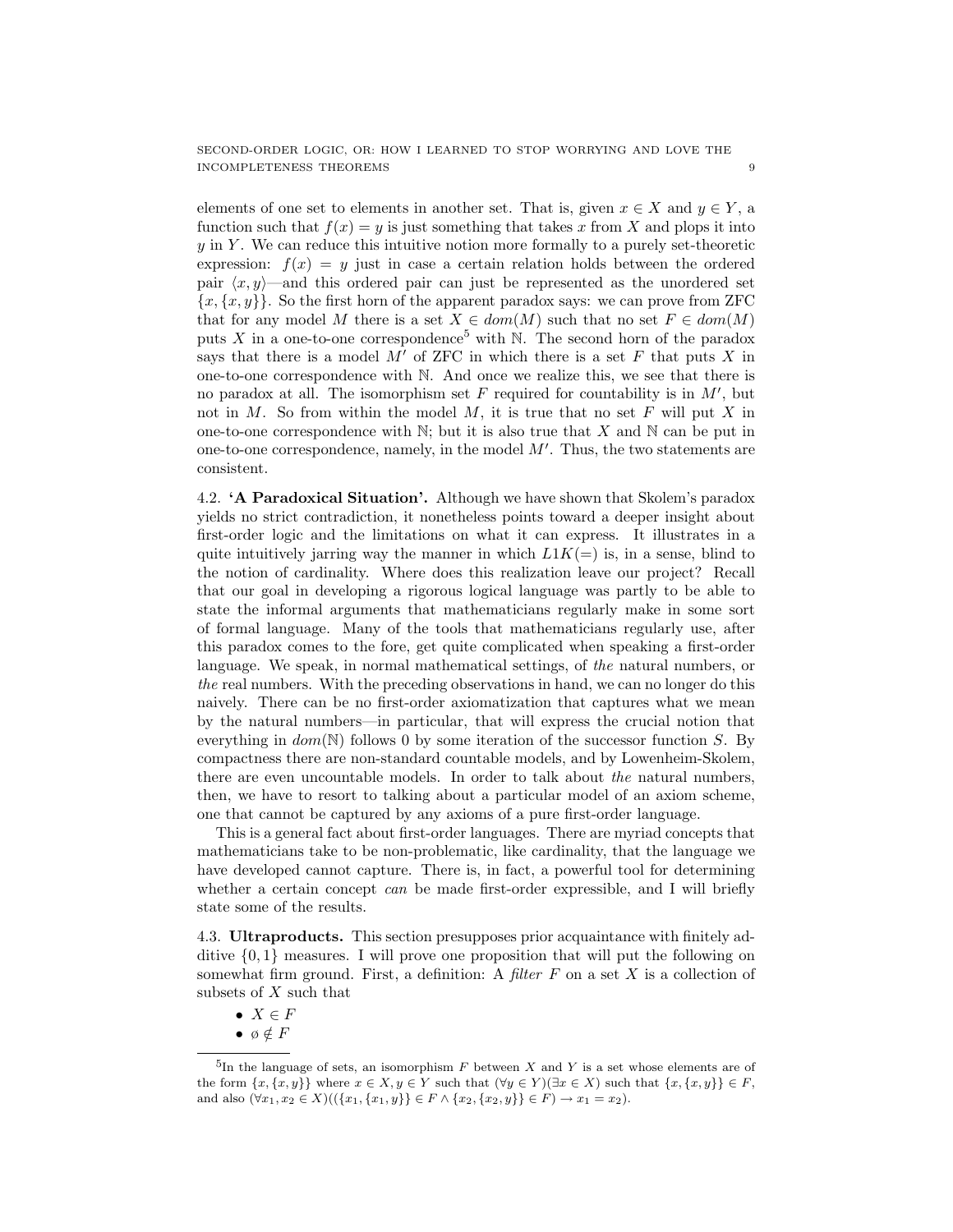elements of one set to elements in another set. That is, given $x \in X$ and $y \in Y$, a function such that $f(x) = y$ is just something that takes $x$ from $X$ and plops it into $y$ in $Y$. We can reduce this intuitive notion more formally to a purely set-theoretic expression: $f(x) = y$ just in case a certain relation holds between the ordered pair $\langle x, y \rangle$—and this ordered pair can just be represented as the unordered set $\{x, \{x, y\}\}$. So the first horn of the apparent paradox says: we can prove from ZFC that for any model $M$ there is a set $X \in dom(M)$ such that no set $F \in dom(M)$ puts $X$ in a one-to-one correspondence[5] with $\mathbb{N}$. The second horn of the paradox says that there is a model $M'$ of ZFC in which there is a set $F$ that puts $X$ in one-to-one correspondence with $\mathbb{N}$. And once we realize this, we see that there is no paradox at all. The isomorphism set $F$ required for countability is in $M'$, but not in $M$. So from within the model $M$, it is true that no set $F$ will put $X$ in one-to-one correspondence with $\mathbb{N}$; but it is also true that $X$ and $\mathbb{N}$ can be put in one-to-one correspondence, namely, in the model $M'$. Thus, the two statements are consistent.

### 4.2. 'A Paradoxical Situation'.

Although we have shown that Skolem's paradox yields no strict contradiction, it nonetheless points toward a deeper insight about first-order logic and the limitations on what it can express. It illustrates in a quite intuitively jarring way the manner in which $L1K(=)$ is, in a sense, blind to the notion of cardinality. Where does this realization leave our project? Recall that our goal in developing a rigorous logical language was partly to be able to state the informal arguments that mathematicians regularly make in some sort of formal language. Many of the tools that mathematicians regularly use, after this paradox comes to the fore, get quite complicated when speaking a first-order language. We speak, in normal mathematical settings, of *the* natural numbers, or *the* real numbers. With the preceding observations in hand, we can no longer do this naively. There can be no first-order axiomatization that captures what we mean by the natural numbers—in particular, that will express the crucial notion that everything in $dom(\mathbb{N})$ follows 0 by some iteration of the successor function $S$. By compactness there are non-standard countable models, and by Lowenheim-Skolem, there are even uncountable models. In order to talk about *the* natural numbers, then, we have to resort to talking about a particular model of an axiom scheme, one that cannot be captured by any axioms of a pure first-order language.

This is a general fact about first-order languages. There are myriad concepts that mathematicians take to be non-problematic, like cardinality, that the language we have developed cannot capture. There is, in fact, a powerful tool for determining whether a certain concept *can* be made first-order expressible, and I will briefly state some of the results.

### 4.3. Ultraproducts.

This section presupposes prior acquaintance with finitely additive $\{0, 1\}$ measures. I will prove one proposition that will put the following on somewhat firm ground. First, a definition: A *filter* $F$ on a set $X$ is a collection of subsets of $X$ such that

- $X \in F$
- $\emptyset \notin F$

[5]In the language of sets, an isomorphism $F$ between $X$ and $Y$ is a set whose elements are of the form $\{x, \{x, y\}\}$ where $x \in X, y \in Y$ such that $(\forall y \in Y)(\exists x \in X)$ such that $\{x, \{x, y\}\} \in F$, and also $(\forall x_1, x_2 \in X)((\{x_1, \{x_1, y\}\} \in F \wedge \{x_2, \{x_2, y\}\} \in F) \rightarrow x_1 = x_2)$.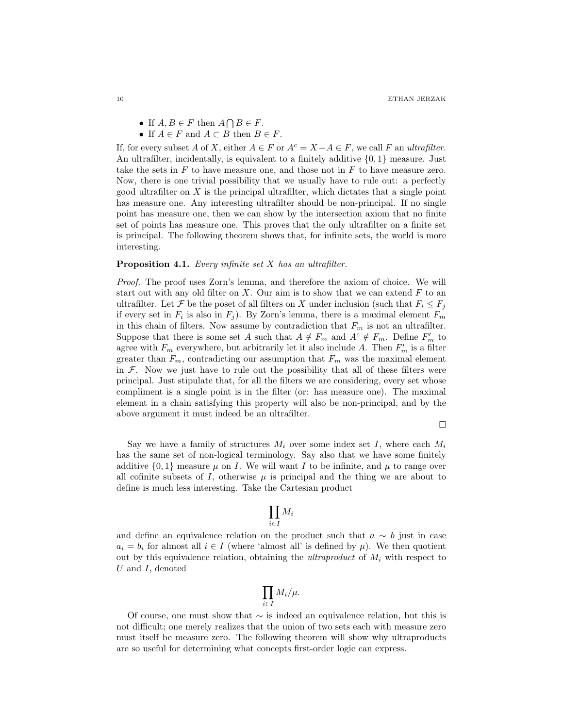- If $A, B \in F$ then $A \bigcap B \in F$.
- If $A \in F$ and $A \subset B$ then $B \in F$.

If, for every subset $A$ of $X$, either $A \in F$ or $A^c = X - A \in F$, we call $F$ an *ultrafilter*. An ultrafilter, incidentally, is equivalent to a finitely additive $\{0, 1\}$ measure. Just take the sets in $F$ to have measure one, and those not in $F$ to have measure zero. Now, there is one trivial possibility that we usually have to rule out: a perfectly good ultrafilter on $X$ is the principal ultrafilter, which dictates that a single point has measure one. Any interesting ultrafilter should be non-principal. If no single point has measure one, then we can show by the intersection axiom that no finite set of points has measure one. This proves that the only ultrafilter on a finite set is principal. The following theorem shows that, for infinite sets, the world is more interesting.

**Proposition 4.1.** *Every infinite set $X$ has an ultrafilter.*

*Proof.* The proof uses Zorn's lemma, and therefore the axiom of choice. We will start out with any old filter on $X$. Our aim is to show that we can extend $F$ to an ultrafilter. Let $\mathcal{F}$ be the poset of all filters on $X$ under inclusion (such that $F_i \leq F_j$ if every set in $F_i$ is also in $F_j$). By Zorn's lemma, there is a maximal element $F_m$ in this chain of filters. Now assume by contradiction that $F_m$ is not an ultrafilter. Suppose that there is some set $A$ such that $A \notin F_m$ and $A^c \notin F_m$. Define $F'_m$ to agree with $F_m$ everywhere, but arbitrarily let it also include $A$. Then $F'_m$ is a filter greater than $F_m$, contradicting our assumption that $F_m$ was the maximal element in $\mathcal{F}$. Now we just have to rule out the possibility that all of these filters were principal. Just stipulate that, for all the filters we are considering, every set whose compliment is a single point is in the filter (or: has measure one). The maximal element in a chain satisfying this property will also be non-principal, and by the above argument it must indeed be an ultrafilter.

□

Say we have a family of structures $M_i$ over some index set $I$, where each $M_i$ has the same set of non-logical terminology. Say also that we have some finitely additive $\{0, 1\}$ measure $\mu$ on $I$. We will want $I$ to be infinite, and $\mu$ to range over all cofinite subsets of $I$, otherwise $\mu$ is principal and the thing we are about to define is much less interesting. Take the Cartesian product

$$\prod_{i \in I} M_i$$

and define an equivalence relation on the product such that $a \sim b$ just in case $a_i = b_i$ for almost all $i \in I$ (where 'almost all' is defined by $\mu$). We then quotient out by this equivalence relation, obtaining the *ultraproduct* of $M_i$ with respect to $U$ and $I$, denoted

$$\prod_{i \in I} M_i / \mu.$$

Of course, one must show that $\sim$ is indeed an equivalence relation, but this is not difficult; one merely realizes that the union of two sets each with measure zero must itself be measure zero. The following theorem will show why ultraproducts are so useful for determining what concepts first-order logic can express.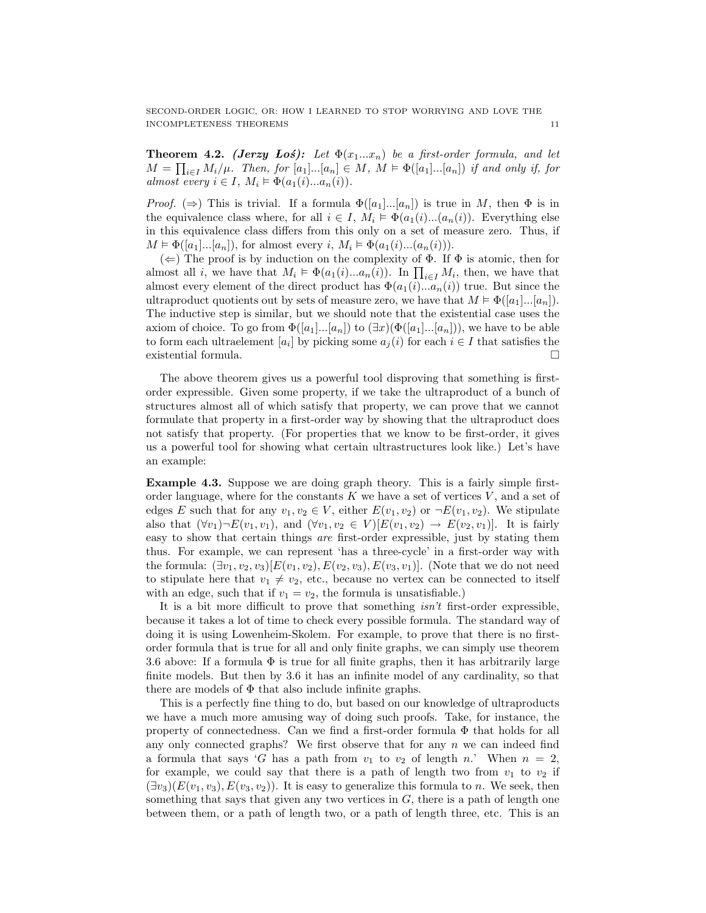**Theorem 4.2.** ***(Jerzy Łoś):*** *Let $\Phi(x_1...x_n)$ be a first-order formula, and let $M = \prod_{i\in I} M_i/\mu$. Then, for $[a_1]...[a_n] \in M$, $M \vDash \Phi([a_1]...[a_n])$ if and only if, for almost every $i \in I$, $M_i \vDash \Phi(a_1(i)...a_n(i))$.*

*Proof.* ($\Rightarrow$) This is trivial. If a formula $\Phi([a_1]...[a_n])$ is true in $M$, then $\Phi$ is in the equivalence class where, for all $i \in I$, $M_i \vDash \Phi(a_1(i)...(a_n(i))$. Everything else in this equivalence class differs from this only on a set of measure zero. Thus, if $M \vDash \Phi([a_1]...[a_n])$, for almost every $i$, $M_i \vDash \Phi(a_1(i)...(a_n(i)))$.

($\Leftarrow$) The proof is by induction on the complexity of $\Phi$. If $\Phi$ is atomic, then for almost all $i$, we have that $M_i \vDash \Phi(a_1(i)...a_n(i))$. In $\prod_{i\in I} M_i$, then, we have that almost every element of the direct product has $\Phi(a_1(i)...a_n(i))$ true. But since the ultraproduct quotients out by sets of measure zero, we have that $M \vDash \Phi([a_1]...[a_n])$. The inductive step is similar, but we should note that the existential case uses the axiom of choice. To go from $\Phi([a_1]...[a_n])$ to $(\exists x)(\Phi([a_1]...[a_n]))$, we have to be able to form each ultraelement $[a_i]$ by picking some $a_j(i)$ for each $i \in I$ that satisfies the existential formula. □

The above theorem gives us a powerful tool disproving that something is first-order expressible. Given some property, if we take the ultraproduct of a bunch of structures almost all of which satisfy that property, we can prove that we cannot formulate that property in a first-order way by showing that the ultraproduct does not satisfy that property. (For properties that we know to be first-order, it gives us a powerful tool for showing what certain ultrastructures look like.) Let's have an example:

**Example 4.3.** Suppose we are doing graph theory. This is a fairly simple first-order language, where for the constants $K$ we have a set of vertices $V$, and a set of edges $E$ such that for any $v_1, v_2 \in V$, either $E(v_1, v_2)$ or $\neg E(v_1, v_2)$. We stipulate also that $(\forall v_1)\neg E(v_1, v_1)$, and $(\forall v_1, v_2 \in V)[E(v_1, v_2) \to E(v_2, v_1)]$. It is fairly easy to show that certain things *are* first-order expressible, just by stating them thus. For example, we can represent 'has a three-cycle' in a first-order way with the formula: $(\exists v_1, v_2, v_3)[E(v_1, v_2), E(v_2, v_3), E(v_3, v_1)]$. (Note that we do not need to stipulate here that $v_1 \neq v_2$, etc., because no vertex can be connected to itself with an edge, such that if $v_1 = v_2$, the formula is unsatisfiable.)

It is a bit more difficult to prove that something *isn't* first-order expressible, because it takes a lot of time to check every possible formula. The standard way of doing it is using Lowenheim-Skolem. For example, to prove that there is no first-order formula that is true for all and only finite graphs, we can simply use theorem 3.6 above: If a formula $\Phi$ is true for all finite graphs, then it has arbitrarily large finite models. But then by 3.6 it has an infinite model of any cardinality, so that there are models of $\Phi$ that also include infinite graphs.

This is a perfectly fine thing to do, but based on our knowledge of ultraproducts we have a much more amusing way of doing such proofs. Take, for instance, the property of connectedness. Can we find a first-order formula $\Phi$ that holds for all any only connected graphs? We first observe that for any $n$ we can indeed find a formula that says '$G$ has a path from $v_1$ to $v_2$ of length $n$.' When $n = 2$, for example, we could say that there is a path of length two from $v_1$ to $v_2$ if $(\exists v_3)(E(v_1, v_3), E(v_3, v_2))$. It is easy to generalize this formula to $n$. We seek, then something that says that given any two vertices in $G$, there is a path of length one between them, or a path of length two, or a path of length three, etc. This is an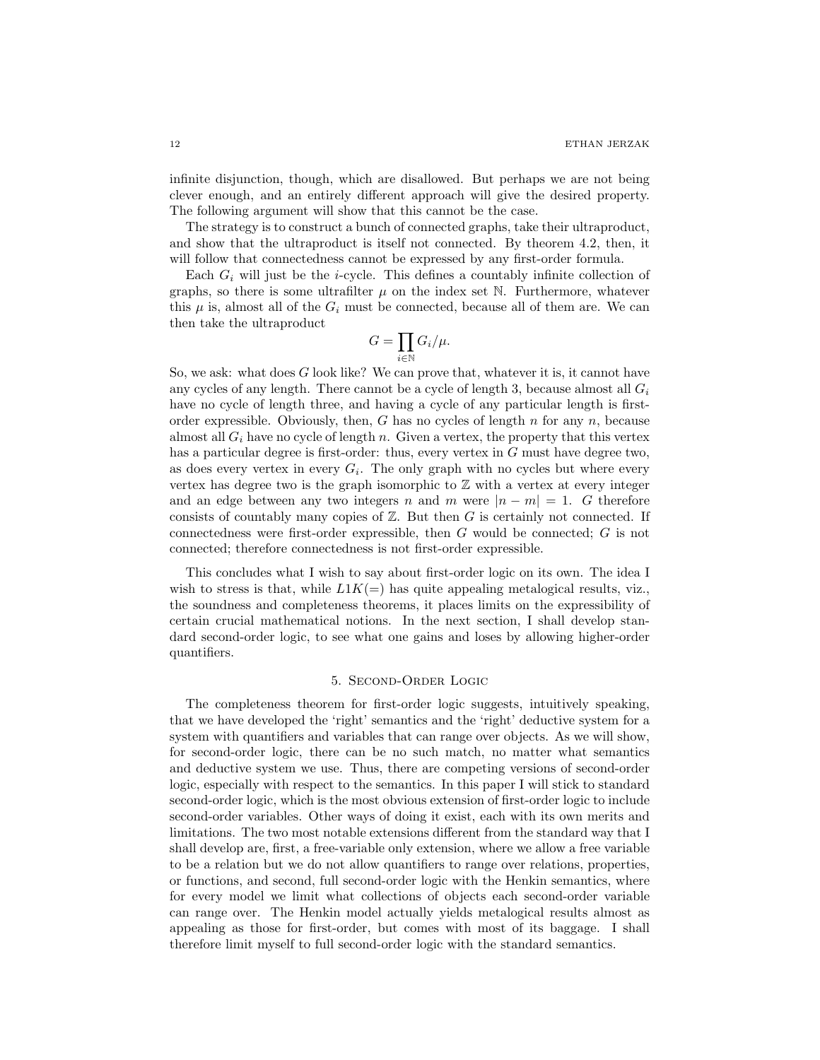infinite disjunction, though, which are disallowed. But perhaps we are not being clever enough, and an entirely different approach will give the desired property. The following argument will show that this cannot be the case.

The strategy is to construct a bunch of connected graphs, take their ultraproduct, and show that the ultraproduct is itself not connected. By theorem 4.2, then, it will follow that connectedness cannot be expressed by any first-order formula.

Each $G_i$ will just be the $i$-cycle. This defines a countably infinite collection of graphs, so there is some ultrafilter $\mu$ on the index set $\mathbb{N}$. Furthermore, whatever this $\mu$ is, almost all of the $G_i$ must be connected, because all of them are. We can then take the ultraproduct

$$G = \prod_{i \in \mathbb{N}} G_i / \mu.$$

So, we ask: what does $G$ look like? We can prove that, whatever it is, it cannot have any cycles of any length. There cannot be a cycle of length 3, because almost all $G_i$ have no cycle of length three, and having a cycle of any particular length is first-order expressible. Obviously, then, $G$ has no cycles of length $n$ for any $n$, because almost all $G_i$ have no cycle of length $n$. Given a vertex, the property that this vertex has a particular degree is first-order: thus, every vertex in $G$ must have degree two, as does every vertex in every $G_i$. The only graph with no cycles but where every vertex has degree two is the graph isomorphic to $\mathbb{Z}$ with a vertex at every integer and an edge between any two integers $n$ and $m$ were $|n - m| = 1$. $G$ therefore consists of countably many copies of $\mathbb{Z}$. But then $G$ is certainly not connected. If connectedness were first-order expressible, then $G$ would be connected; $G$ is not connected; therefore connectedness is not first-order expressible.

This concludes what I wish to say about first-order logic on its own. The idea I wish to stress is that, while $L1K(=)$ has quite appealing metalogical results, viz., the soundness and completeness theorems, it places limits on the expressibility of certain crucial mathematical notions. In the next section, I shall develop standard second-order logic, to see what one gains and loses by allowing higher-order quantifiers.

## 5. Second-Order Logic

The completeness theorem for first-order logic suggests, intuitively speaking, that we have developed the 'right' semantics and the 'right' deductive system for a system with quantifiers and variables that can range over objects. As we will show, for second-order logic, there can be no such match, no matter what semantics and deductive system we use. Thus, there are competing versions of second-order logic, especially with respect to the semantics. In this paper I will stick to standard second-order logic, which is the most obvious extension of first-order logic to include second-order variables. Other ways of doing it exist, each with its own merits and limitations. The two most notable extensions different from the standard way that I shall develop are, first, a free-variable only extension, where we allow a free variable to be a relation but we do not allow quantifiers to range over relations, properties, or functions, and second, full second-order logic with the Henkin semantics, where for every model we limit what collections of objects each second-order variable can range over. The Henkin model actually yields metalogical results almost as appealing as those for first-order, but comes with most of its baggage. I shall therefore limit myself to full second-order logic with the standard semantics.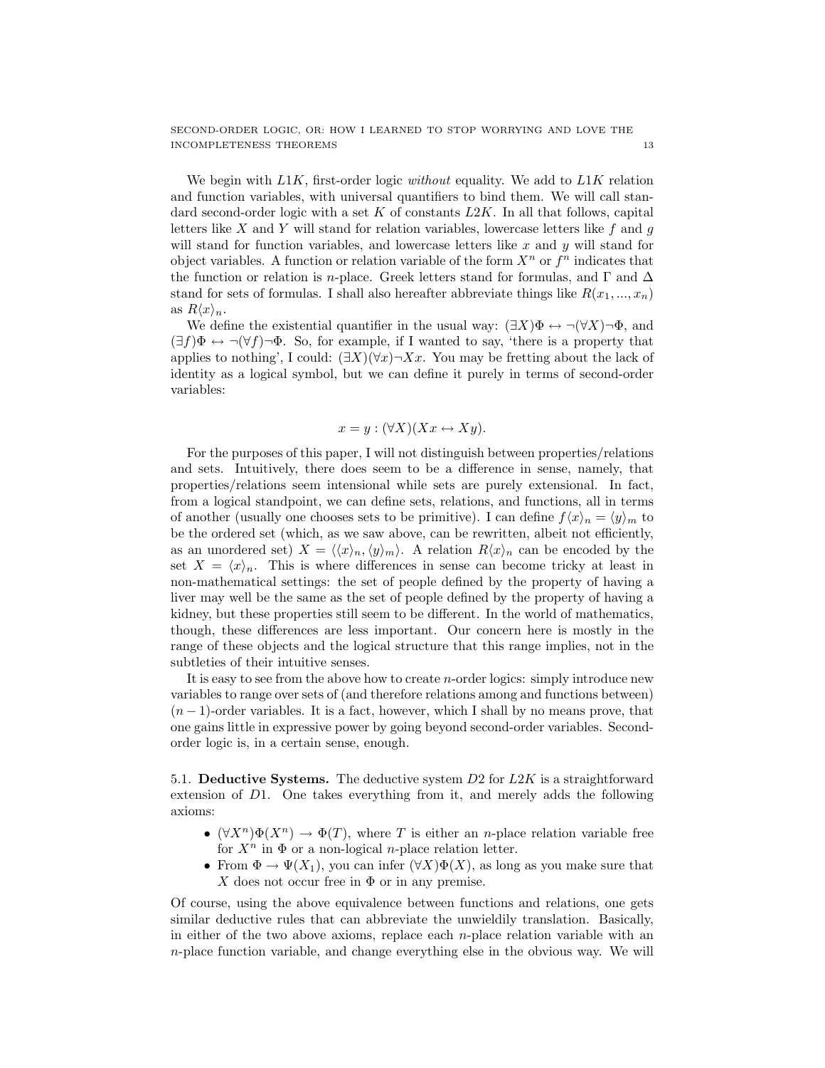We begin with $L1K$, first-order logic *without* equality. We add to $L1K$ relation and function variables, with universal quantifiers to bind them. We will call standard second-order logic with a set $K$ of constants $L2K$. In all that follows, capital letters like $X$ and $Y$ will stand for relation variables, lowercase letters like $f$ and $g$ will stand for function variables, and lowercase letters like $x$ and $y$ will stand for object variables. A function or relation variable of the form $X^n$ or $f^n$ indicates that the function or relation is $n$-place. Greek letters stand for formulas, and $\Gamma$ and $\Delta$ stand for sets of formulas. I shall also hereafter abbreviate things like $R(x_1, ..., x_n)$ as $R\langle x \rangle_n$.

We define the existential quantifier in the usual way: $(\exists X)\Phi \leftrightarrow \neg(\forall X)\neg\Phi$, and $(\exists f)\Phi \leftrightarrow \neg(\forall f)\neg\Phi$. So, for example, if I wanted to say, 'there is a property that applies to nothing', I could: $(\exists X)(\forall x)\neg Xx$. You may be fretting about the lack of identity as a logical symbol, but we can define it purely in terms of second-order variables:

$$x = y : (\forall X)(Xx \leftrightarrow Xy).$$

For the purposes of this paper, I will not distinguish between properties/relations and sets. Intuitively, there does seem to be a difference in sense, namely, that properties/relations seem intensional while sets are purely extensional. In fact, from a logical standpoint, we can define sets, relations, and functions, all in terms of another (usually one chooses sets to be primitive). I can define $f\langle x \rangle_n = \langle y \rangle_m$ to be the ordered set (which, as we saw above, can be rewritten, albeit not efficiently, as an unordered set) $X = \langle \langle x \rangle_n, \langle y \rangle_m \rangle$. A relation $R\langle x \rangle_n$ can be encoded by the set $X = \langle x \rangle_n$. This is where differences in sense can become tricky at least in non-mathematical settings: the set of people defined by the property of having a liver may well be the same as the set of people defined by the property of having a kidney, but these properties still seem to be different. In the world of mathematics, though, these differences are less important. Our concern here is mostly in the range of these objects and the logical structure that this range implies, not in the subtleties of their intuitive senses.

It is easy to see from the above how to create $n$-order logics: simply introduce new variables to range over sets of (and therefore relations among and functions between) $(n-1)$-order variables. It is a fact, however, which I shall by no means prove, that one gains little in expressive power by going beyond second-order variables. Second-order logic is, in a certain sense, enough.

### 5.1. Deductive Systems.

The deductive system $D2$ for $L2K$ is a straightforward extension of $D1$. One takes everything from it, and merely adds the following axioms:

- $(\forall X^n)\Phi(X^n) \rightarrow \Phi(T)$, where $T$ is either an $n$-place relation variable free for $X^n$ in $\Phi$ or a non-logical $n$-place relation letter.
- From $\Phi \rightarrow \Psi(X_1)$, you can infer $(\forall X)\Phi(X)$, as long as you make sure that $X$ does not occur free in $\Phi$ or in any premise.

Of course, using the above equivalence between functions and relations, one gets similar deductive rules that can abbreviate the unwieldily translation. Basically, in either of the two above axioms, replace each $n$-place relation variable with an $n$-place function variable, and change everything else in the obvious way. We will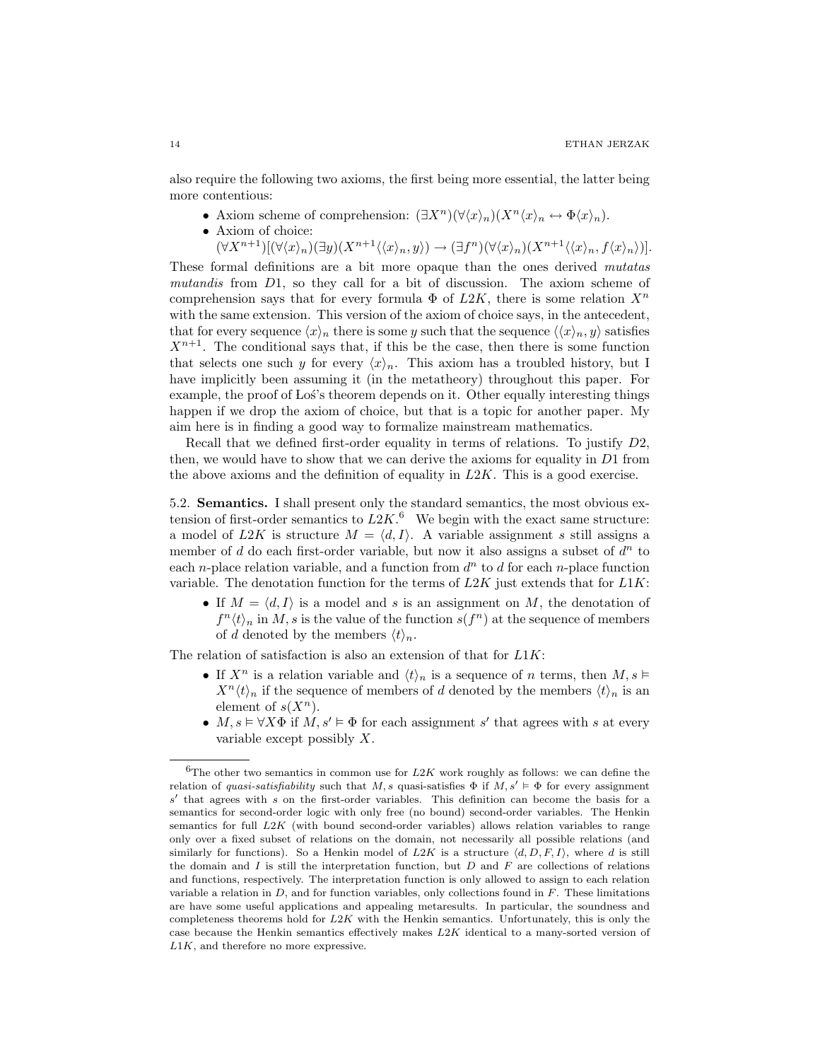also require the following two axioms, the first being more essential, the latter being more contentious:

- Axiom scheme of comprehension: $(\exists X^n)(\forall\langle x\rangle_n)(X^n\langle x\rangle_n \leftrightarrow \Phi\langle x\rangle_n)$.
- Axiom of choice:
  $(\forall X^{n+1})[(\forall\langle x\rangle_n)(\exists y)(X^{n+1}\langle\langle x\rangle_n, y\rangle) \rightarrow (\exists f^n)(\forall\langle x\rangle_n)(X^{n+1}\langle\langle x\rangle_n, f\langle x\rangle_n\rangle)]$.

These formal definitions are a bit more opaque than the ones derived *mutatas mutandis* from $D1$, so they call for a bit of discussion. The axiom scheme of comprehension says that for every formula $\Phi$ of $L2K$, there is some relation $X^n$ with the same extension. This version of the axiom of choice says, in the antecedent, that for every sequence $\langle x\rangle_n$ there is some $y$ such that the sequence $\langle\langle x\rangle_n, y\rangle$ satisfies $X^{n+1}$. The conditional says that, if this be the case, then there is some function that selects one such $y$ for every $\langle x\rangle_n$. This axiom has a troubled history, but I have implicitly been assuming it (in the metatheory) throughout this paper. For example, the proof of Łoś's theorem depends on it. Other equally interesting things happen if we drop the axiom of choice, but that is a topic for another paper. My aim here is in finding a good way to formalize mainstream mathematics.

Recall that we defined first-order equality in terms of relations. To justify $D2$, then, we would have to show that we can derive the axioms for equality in $D1$ from the above axioms and the definition of equality in $L2K$. This is a good exercise.

5.2. **Semantics.** I shall present only the standard semantics, the most obvious extension of first-order semantics to $L2K$.[6] We begin with the exact same structure: a model of $L2K$ is structure $M = \langle d, I\rangle$. A variable assignment $s$ still assigns a member of $d$ do each first-order variable, but now it also assigns a subset of $d^n$ to each $n$-place relation variable, and a function from $d^n$ to $d$ for each $n$-place function variable. The denotation function for the terms of $L2K$ just extends that for $L1K$:

- If $M = \langle d, I\rangle$ is a model and $s$ is an assignment on $M$, the denotation of $f^n\langle t\rangle_n$ in $M, s$ is the value of the function $s(f^n)$ at the sequence of members of $d$ denoted by the members $\langle t\rangle_n$.

The relation of satisfaction is also an extension of that for $L1K$:

- If $X^n$ is a relation variable and $\langle t\rangle_n$ is a sequence of $n$ terms, then $M, s \vDash X^n\langle t\rangle_n$ if the sequence of members of $d$ denoted by the members $\langle t\rangle_n$ is an element of $s(X^n)$.
- $M, s \vDash \forall X\Phi$ if $M, s' \vDash \Phi$ for each assignment $s'$ that agrees with $s$ at every variable except possibly $X$.

---

[6]The other two semantics in common use for $L2K$ work roughly as follows: we can define the relation of *quasi-satisfiability* such that $M, s$ quasi-satisfies $\Phi$ if $M, s' \vDash \Phi$ for every assignment $s'$ that agrees with $s$ on the first-order variables. This definition can become the basis for a semantics for second-order logic with only free (no bound) second-order variables. The Henkin semantics for full $L2K$ (with bound second-order variables) allows relation variables to range only over a fixed subset of relations on the domain, not necessarily all possible relations (and similarly for functions). So a Henkin model of $L2K$ is a structure $\langle d, D, F, I\rangle$, where $d$ is still the domain and $I$ is still the interpretation function, but $D$ and $F$ are collections of relations and functions, respectively. The interpretation function is only allowed to assign to each relation variable a relation in $D$, and for function variables, only collections found in $F$. These limitations are have some useful applications and appealing metaresults. In particular, the soundness and completeness theorems hold for $L2K$ with the Henkin semantics. Unfortunately, this is only the case because the Henkin semantics effectively makes $L2K$ identical to a many-sorted version of $L1K$, and therefore no more expressive.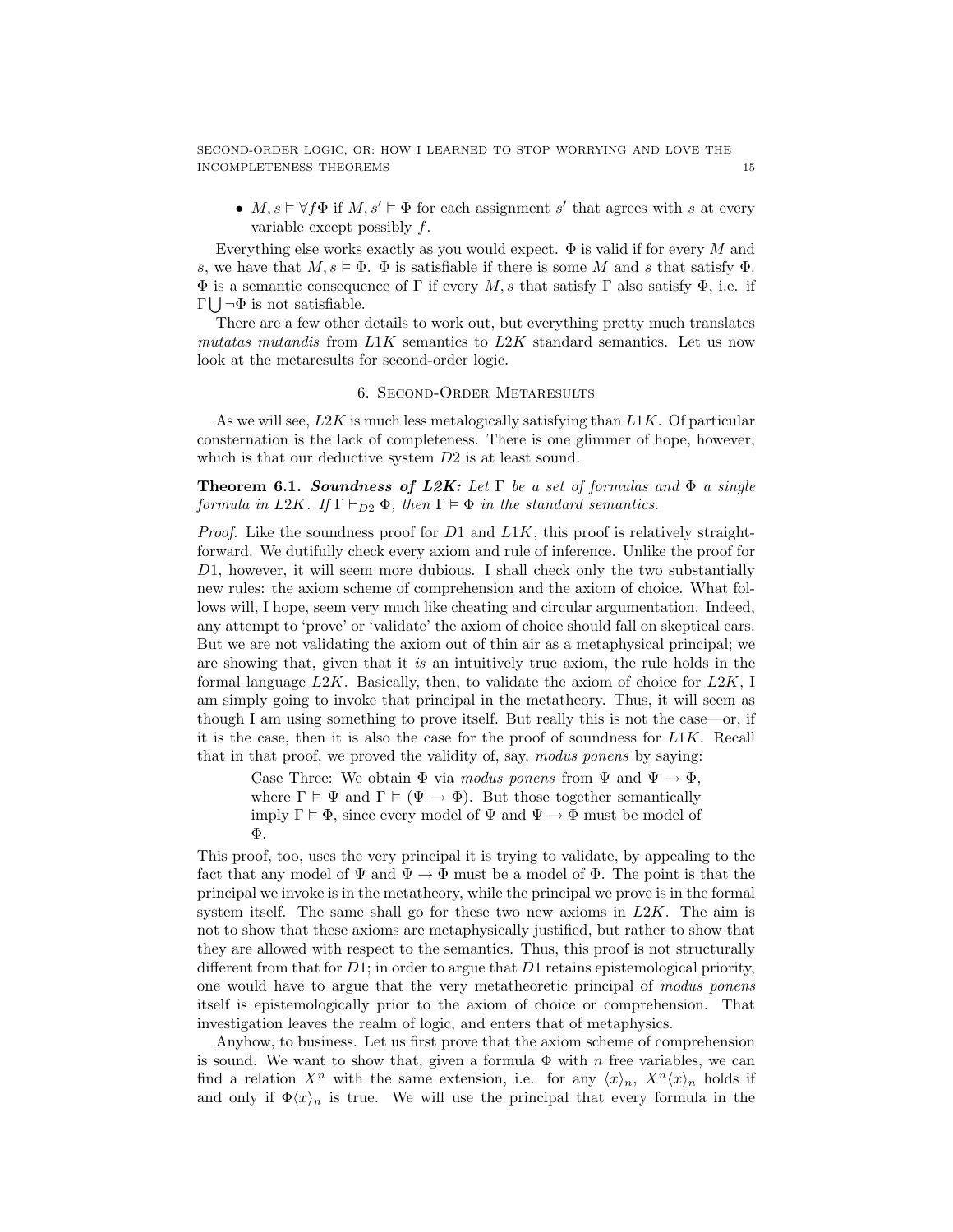- $M, s \vDash \forall f \Phi$ if $M, s' \vDash \Phi$ for each assignment $s'$ that agrees with $s$ at every variable except possibly $f$.

Everything else works exactly as you would expect. $\Phi$ is valid if for every $M$ and $s$, we have that $M, s \vDash \Phi$. $\Phi$ is satisfiable if there is some $M$ and $s$ that satisfy $\Phi$. $\Phi$ is a semantic consequence of $\Gamma$ if every $M, s$ that satisfy $\Gamma$ also satisfy $\Phi$, i.e. if $\Gamma \bigcup \neg\Phi$ is not satisfiable.

There are a few other details to work out, but everything pretty much translates *mutatas mutandis* from $L1K$ semantics to $L2K$ standard semantics. Let us now look at the metaresults for second-order logic.

## 6. Second-Order Metaresults

As we will see, $L2K$ is much less metalogically satisfying than $L1K$. Of particular consternation is the lack of completeness. There is one glimmer of hope, however, which is that our deductive system $D2$ is at least sound.

**Theorem 6.1.** ***Soundness of L2K:*** *Let $\Gamma$ be a set of formulas and $\Phi$ a single formula in $L2K$. If $\Gamma \vdash_{D2} \Phi$, then $\Gamma \vDash \Phi$ in the standard semantics.*

*Proof.* Like the soundness proof for $D1$ and $L1K$, this proof is relatively straightforward. We dutifully check every axiom and rule of inference. Unlike the proof for $D1$, however, it will seem more dubious. I shall check only the two substantially new rules: the axiom scheme of comprehension and the axiom of choice. What follows will, I hope, seem very much like cheating and circular argumentation. Indeed, any attempt to 'prove' or 'validate' the axiom of choice should fall on skeptical ears. But we are not validating the axiom out of thin air as a metaphysical principal; we are showing that, given that it *is* an intuitively true axiom, the rule holds in the formal language $L2K$. Basically, then, to validate the axiom of choice for $L2K$, I am simply going to invoke that principal in the metatheory. Thus, it will seem as though I am using something to prove itself. But really this is not the case—or, if it is the case, then it is also the case for the proof of soundness for $L1K$. Recall that in that proof, we proved the validity of, say, *modus ponens* by saying:

> Case Three: We obtain $\Phi$ via *modus ponens* from $\Psi$ and $\Psi \rightarrow \Phi$, where $\Gamma \vDash \Psi$ and $\Gamma \vDash (\Psi \rightarrow \Phi)$. But those together semantically imply $\Gamma \vDash \Phi$, since every model of $\Psi$ and $\Psi \rightarrow \Phi$ must be model of $\Phi$.

This proof, too, uses the very principal it is trying to validate, by appealing to the fact that any model of $\Psi$ and $\Psi \rightarrow \Phi$ must be a model of $\Phi$. The point is that the principal we invoke is in the metatheory, while the principal we prove is in the formal system itself. The same shall go for these two new axioms in $L2K$. The aim is not to show that these axioms are metaphysically justified, but rather to show that they are allowed with respect to the semantics. Thus, this proof is not structurally different from that for $D1$; in order to argue that $D1$ retains epistemological priority, one would have to argue that the very metatheoretic principal of *modus ponens* itself is epistemologically prior to the axiom of choice or comprehension. That investigation leaves the realm of logic, and enters that of metaphysics.

Anyhow, to business. Let us first prove that the axiom scheme of comprehension is sound. We want to show that, given a formula $\Phi$ with $n$ free variables, we can find a relation $X^n$ with the same extension, i.e. for any $\langle x \rangle_n$, $X^n \langle x \rangle_n$ holds if and only if $\Phi \langle x \rangle_n$ is true. We will use the principal that every formula in the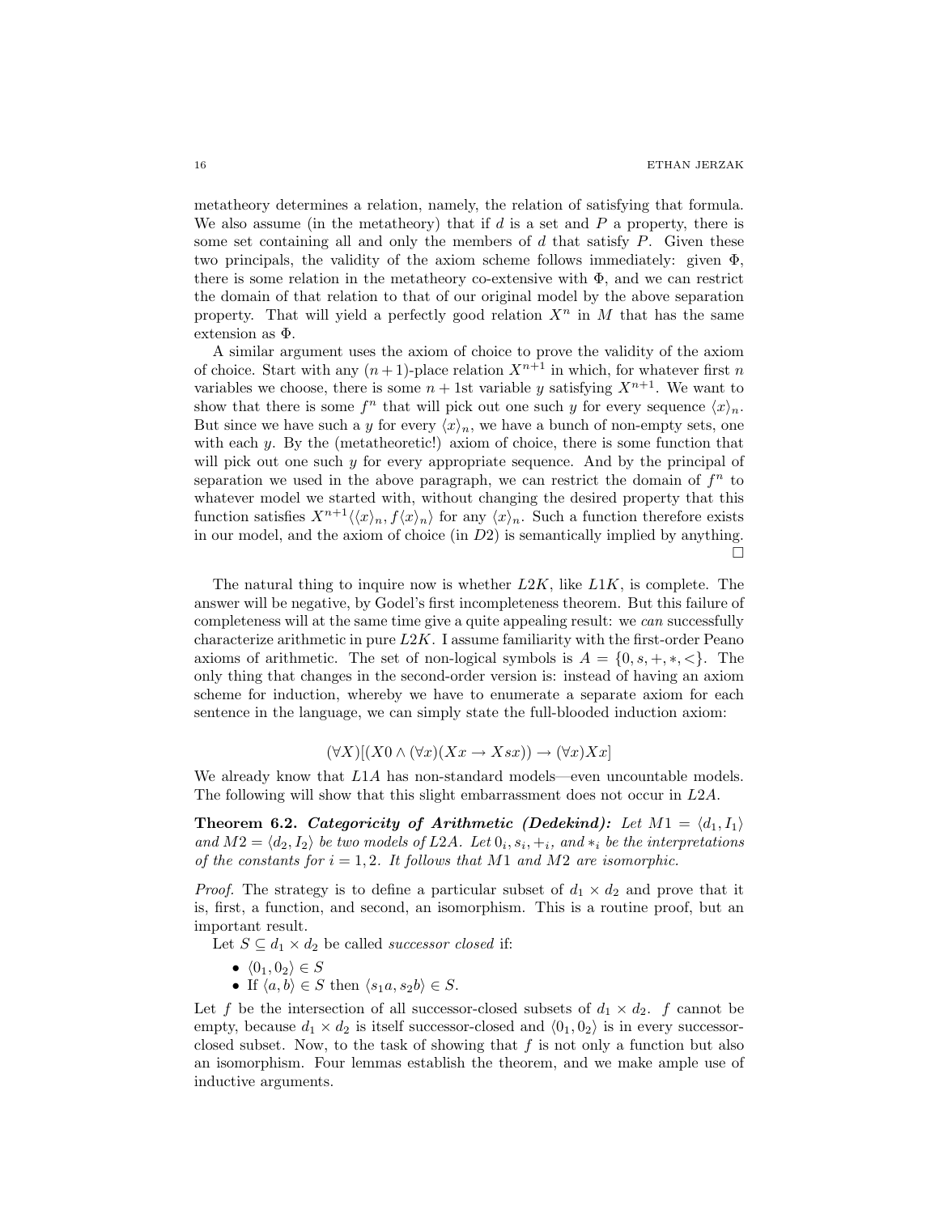metatheory determines a relation, namely, the relation of satisfying that formula. We also assume (in the metatheory) that if $d$ is a set and $P$ a property, there is some set containing all and only the members of $d$ that satisfy $P$. Given these two principals, the validity of the axiom scheme follows immediately: given $\Phi$, there is some relation in the metatheory co-extensive with $\Phi$, and we can restrict the domain of that relation to that of our original model by the above separation property. That will yield a perfectly good relation $X^n$ in $M$ that has the same extension as $\Phi$.

A similar argument uses the axiom of choice to prove the validity of the axiom of choice. Start with any $(n+1)$-place relation $X^{n+1}$ in which, for whatever first $n$ variables we choose, there is some $n+1$st variable $y$ satisfying $X^{n+1}$. We want to show that there is some $f^n$ that will pick out one such $y$ for every sequence $\langle x \rangle_n$. But since we have such a $y$ for every $\langle x \rangle_n$, we have a bunch of non-empty sets, one with each $y$. By the (metatheoretic!) axiom of choice, there is some function that will pick out one such $y$ for every appropriate sequence. And by the principal of separation we used in the above paragraph, we can restrict the domain of $f^n$ to whatever model we started with, without changing the desired property that this function satisfies $X^{n+1}\langle\langle x \rangle_n, f\langle x \rangle_n\rangle$ for any $\langle x \rangle_n$. Such a function therefore exists in our model, and the axiom of choice (in $D2$) is semantically implied by anything. □

The natural thing to inquire now is whether $L2K$, like $L1K$, is complete. The answer will be negative, by Godel's first incompleteness theorem. But this failure of completeness will at the same time give a quite appealing result: we *can* successfully characterize arithmetic in pure $L2K$. I assume familiarity with the first-order Peano axioms of arithmetic. The set of non-logical symbols is $A = \{0, s, +, *, <\}$. The only thing that changes in the second-order version is: instead of having an axiom scheme for induction, whereby we have to enumerate a separate axiom for each sentence in the language, we can simply state the full-blooded induction axiom:

$$(\forall X)[(X0 \wedge (\forall x)(Xx \rightarrow Xsx)) \rightarrow (\forall x)Xx]$$

We already know that $L1A$ has non-standard models—even uncountable models. The following will show that this slight embarrassment does not occur in $L2A$.

**Theorem 6.2.** ***Categoricity of Arithmetic (Dedekind):*** *Let $M1 = \langle d_1, I_1\rangle$ and $M2 = \langle d_2, I_2\rangle$ be two models of $L2A$. Let $0_i, s_i, +_i$, and $*_i$ be the interpretations of the constants for $i = 1, 2$. It follows that $M1$ and $M2$ are isomorphic.*

*Proof.* The strategy is to define a particular subset of $d_1 \times d_2$ and prove that it is, first, a function, and second, an isomorphism. This is a routine proof, but an important result.

Let $S \subseteq d_1 \times d_2$ be called *successor closed* if:

- $\langle 0_1, 0_2 \rangle \in S$
- If $\langle a, b \rangle \in S$ then $\langle s_1 a, s_2 b \rangle \in S$.

Let $f$ be the intersection of all successor-closed subsets of $d_1 \times d_2$. $f$ cannot be empty, because $d_1 \times d_2$ is itself successor-closed and $\langle 0_1, 0_2 \rangle$ is in every successor-closed subset. Now, to the task of showing that $f$ is not only a function but also an isomorphism. Four lemmas establish the theorem, and we make ample use of inductive arguments.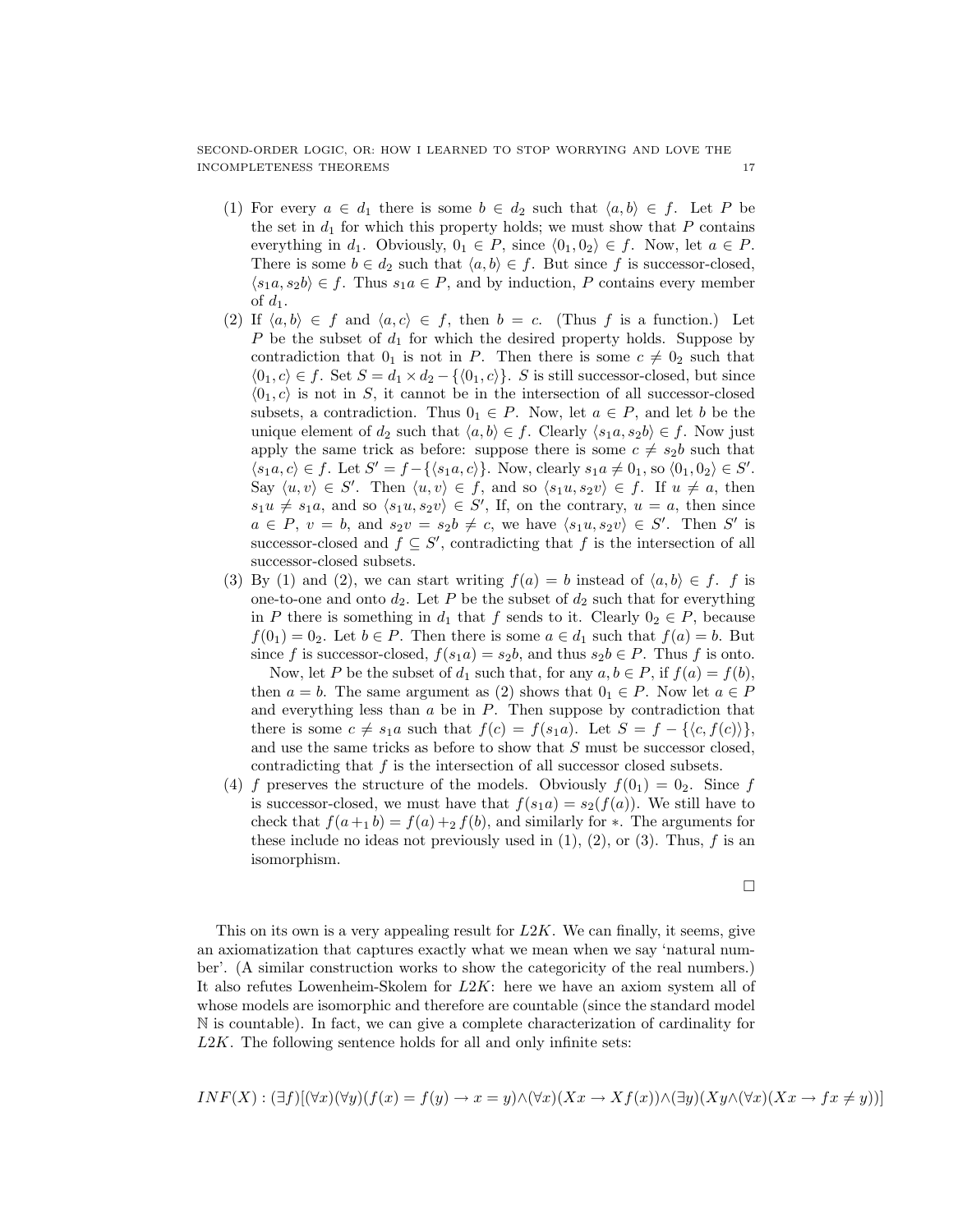(1) For every $a \in d_1$ there is some $b \in d_2$ such that $\langle a, b\rangle \in f$. Let $P$ be the set in $d_1$ for which this property holds; we must show that $P$ contains everything in $d_1$. Obviously, $0_1 \in P$, since $\langle 0_1, 0_2\rangle \in f$. Now, let $a \in P$. There is some $b \in d_2$ such that $\langle a, b\rangle \in f$. But since $f$ is successor-closed, $\langle s_1 a, s_2 b\rangle \in f$. Thus $s_1 a \in P$, and by induction, $P$ contains every member of $d_1$.

(2) If $\langle a, b\rangle \in f$ and $\langle a, c\rangle \in f$, then $b = c$. (Thus $f$ is a function.) Let $P$ be the subset of $d_1$ for which the desired property holds. Suppose by contradiction that $0_1$ is not in $P$. Then there is some $c \neq 0_2$ such that $\langle 0_1, c\rangle \in f$. Set $S = d_1 \times d_2 - \{\langle 0_1, c\rangle\}$. $S$ is still successor-closed, but since $\langle 0_1, c\rangle$ is not in $S$, it cannot be in the intersection of all successor-closed subsets, a contradiction. Thus $0_1 \in P$. Now, let $a \in P$, and let $b$ be the unique element of $d_2$ such that $\langle a, b\rangle \in f$. Clearly $\langle s_1 a, s_2 b\rangle \in f$. Now just apply the same trick as before: suppose there is some $c \neq s_2 b$ such that $\langle s_1 a, c\rangle \in f$. Let $S' = f - \{\langle s_1 a, c\rangle\}$. Now, clearly $s_1 a \neq 0_1$, so $\langle 0_1, 0_2\rangle \in S'$. Say $\langle u, v\rangle \in S'$. Then $\langle u, v\rangle \in f$, and so $\langle s_1 u, s_2 v\rangle \in f$. If $u \neq a$, then $s_1 u \neq s_1 a$, and so $\langle s_1 u, s_2 v\rangle \in S'$, If, on the contrary, $u = a$, then since $a \in P$, $v = b$, and $s_2 v = s_2 b \neq c$, we have $\langle s_1 u, s_2 v\rangle \in S'$. Then $S'$ is successor-closed and $f \subseteq S'$, contradicting that $f$ is the intersection of all successor-closed subsets.

(3) By (1) and (2), we can start writing $f(a) = b$ instead of $\langle a, b\rangle \in f$. $f$ is one-to-one and onto $d_2$. Let $P$ be the subset of $d_2$ such that for everything in $P$ there is something in $d_1$ that $f$ sends to it. Clearly $0_2 \in P$, because $f(0_1) = 0_2$. Let $b \in P$. Then there is some $a \in d_1$ such that $f(a) = b$. But since $f$ is successor-closed, $f(s_1 a) = s_2 b$, and thus $s_2 b \in P$. Thus $f$ is onto.

   Now, let $P$ be the subset of $d_1$ such that, for any $a, b \in P$, if $f(a) = f(b)$, then $a = b$. The same argument as (2) shows that $0_1 \in P$. Now let $a \in P$ and everything less than $a$ be in $P$. Then suppose by contradiction that there is some $c \neq s_1 a$ such that $f(c) = f(s_1 a)$. Let $S = f - \{\langle c, f(c)\rangle\}$, and use the same tricks as before to show that $S$ must be successor closed, contradicting that $f$ is the intersection of all successor closed subsets.

(4) $f$ preserves the structure of the models. Obviously $f(0_1) = 0_2$. Since $f$ is successor-closed, we must have that $f(s_1 a) = s_2(f(a))$. We still have to check that $f(a +_1 b) = f(a) +_2 f(b)$, and similarly for $*$. The arguments for these include no ideas not previously used in (1), (2), or (3). Thus, $f$ is an isomorphism.

□

This on its own is a very appealing result for $L2K$. We can finally, it seems, give an axiomatization that captures exactly what we mean when we say 'natural number'. (A similar construction works to show the categoricity of the real numbers.) It also refutes Lowenheim-Skolem for $L2K$: here we have an axiom system all of whose models are isomorphic and therefore are countable (since the standard model $\mathbb{N}$ is countable). In fact, we can give a complete characterization of cardinality for $L2K$. The following sentence holds for all and only infinite sets:

$$INF(X) : (\exists f)[(\forall x)(\forall y)(f(x) = f(y) \rightarrow x = y) \wedge (\forall x)(Xx \rightarrow Xf(x)) \wedge (\exists y)(Xy \wedge (\forall x)(Xx \rightarrow fx \neq y))]$$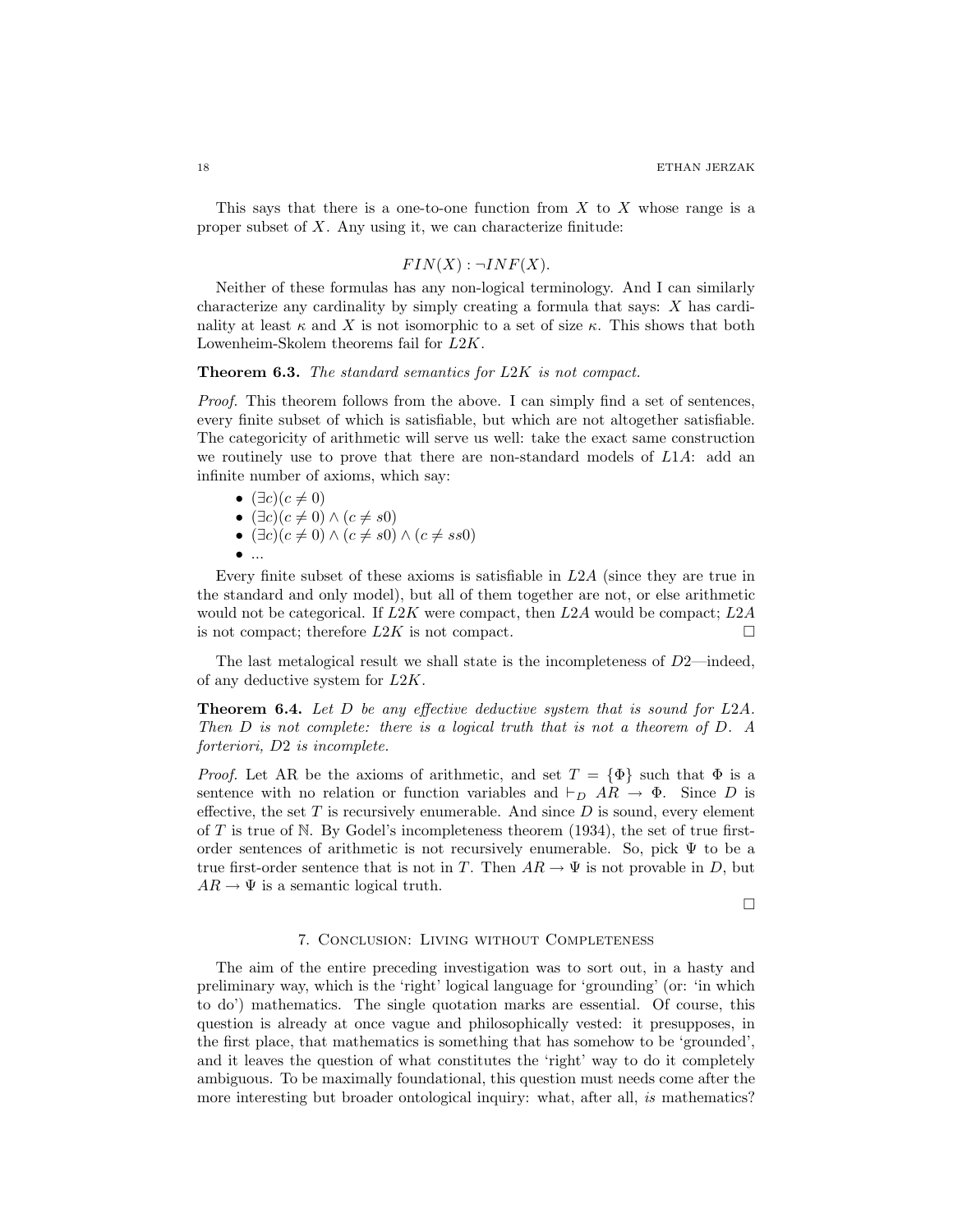This says that there is a one-to-one function from $X$ to $X$ whose range is a proper subset of $X$. Any using it, we can characterize finitude:

$$FIN(X) : \neg INF(X).$$

Neither of these formulas has any non-logical terminology. And I can similarly characterize any cardinality by simply creating a formula that says: $X$ has cardinality at least $\kappa$ and $X$ is not isomorphic to a set of size $\kappa$. This shows that both Lowenheim-Skolem theorems fail for $L2K$.

**Theorem 6.3.** *The standard semantics for $L2K$ is not compact.*

*Proof.* This theorem follows from the above. I can simply find a set of sentences, every finite subset of which is satisfiable, but which are not altogether satisfiable. The categoricity of arithmetic will serve us well: take the exact same construction we routinely use to prove that there are non-standard models of $L1A$: add an infinite number of axioms, which say:

- $(\exists c)(c \neq 0)$
- $(\exists c)(c \neq 0) \wedge (c \neq s0)$
- $(\exists c)(c \neq 0) \wedge (c \neq s0) \wedge (c \neq ss0)$
- ...

Every finite subset of these axioms is satisfiable in $L2A$ (since they are true in the standard and only model), but all of them together are not, or else arithmetic would not be categorical. If $L2K$ were compact, then $L2A$ would be compact; $L2A$ is not compact; therefore $L2K$ is not compact. □

The last metalogical result we shall state is the incompleteness of $D2$—indeed, of any deductive system for $L2K$.

**Theorem 6.4.** *Let $D$ be any effective deductive system that is sound for $L2A$. Then $D$ is not complete: there is a logical truth that is not a theorem of $D$. A forteriori, $D2$ is incomplete.*

*Proof.* Let AR be the axioms of arithmetic, and set $T = \{\Phi\}$ such that $\Phi$ is a sentence with no relation or function variables and $\vdash_D AR \rightarrow \Phi$. Since $D$ is effective, the set $T$ is recursively enumerable. And since $D$ is sound, every element of $T$ is true of $\mathbb{N}$. By Godel's incompleteness theorem (1934), the set of true first-order sentences of arithmetic is not recursively enumerable. So, pick $\Psi$ to be a true first-order sentence that is not in $T$. Then $AR \rightarrow \Psi$ is not provable in $D$, but $AR \rightarrow \Psi$ is a semantic logical truth.

□

## 7. Conclusion: Living without Completeness

The aim of the entire preceding investigation was to sort out, in a hasty and preliminary way, which is the 'right' logical language for 'grounding' (or: 'in which to do') mathematics. The single quotation marks are essential. Of course, this question is already at once vague and philosophically vested: it presupposes, in the first place, that mathematics is something that has somehow to be 'grounded', and it leaves the question of what constitutes the 'right' way to do it completely ambiguous. To be maximally foundational, this question must needs come after the more interesting but broader ontological inquiry: what, after all, *is* mathematics?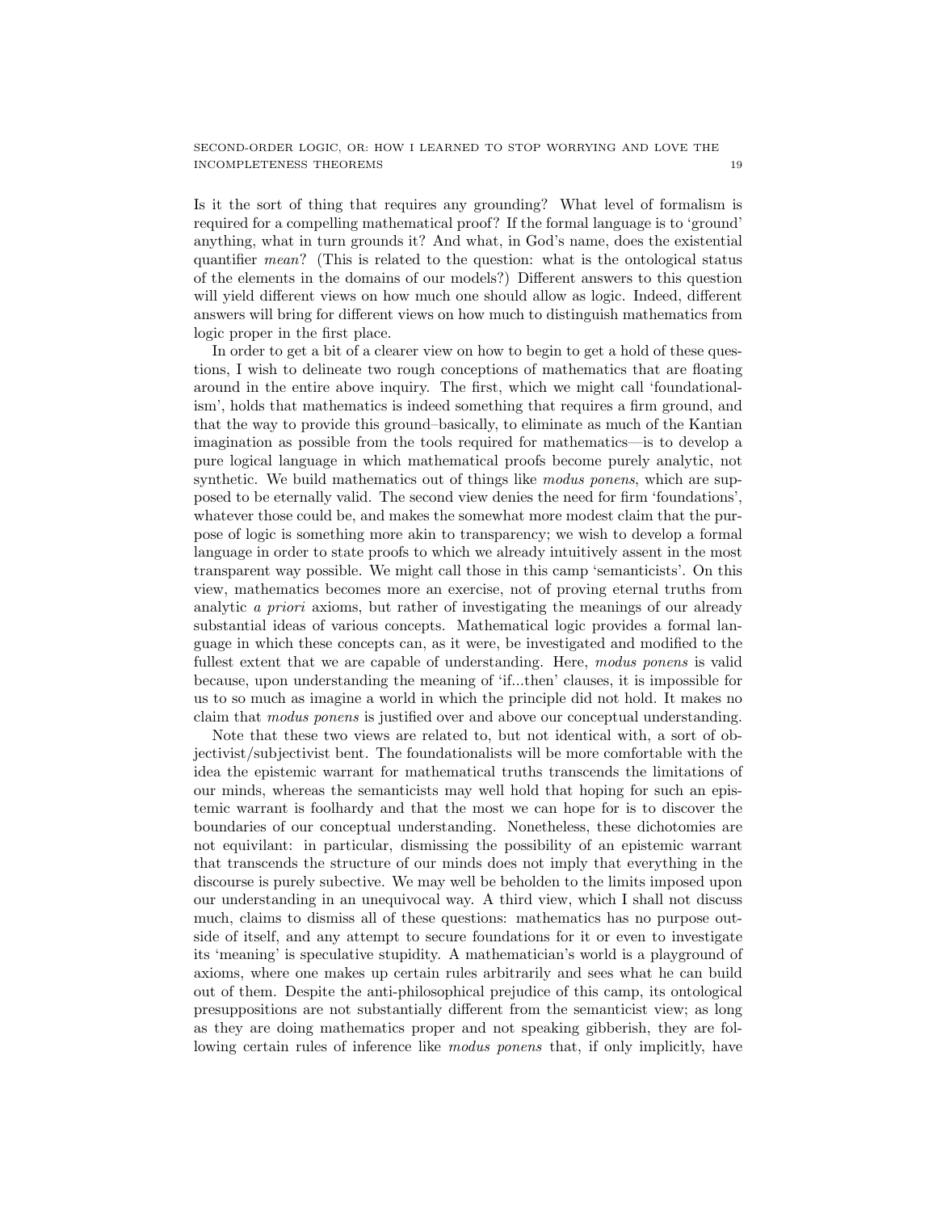Is it the sort of thing that requires any grounding? What level of formalism is required for a compelling mathematical proof? If the formal language is to 'ground' anything, what in turn grounds it? And what, in God's name, does the existential quantifier *mean*? (This is related to the question: what is the ontological status of the elements in the domains of our models?) Different answers to this question will yield different views on how much one should allow as logic. Indeed, different answers will bring for different views on how much to distinguish mathematics from logic proper in the first place.

In order to get a bit of a clearer view on how to begin to get a hold of these questions, I wish to delineate two rough conceptions of mathematics that are floating around in the entire above inquiry. The first, which we might call 'foundationalism', holds that mathematics is indeed something that requires a firm ground, and that the way to provide this ground–basically, to eliminate as much of the Kantian imagination as possible from the tools required for mathematics—is to develop a pure logical language in which mathematical proofs become purely analytic, not synthetic. We build mathematics out of things like *modus ponens*, which are supposed to be eternally valid. The second view denies the need for firm 'foundations', whatever those could be, and makes the somewhat more modest claim that the purpose of logic is something more akin to transparency; we wish to develop a formal language in order to state proofs to which we already intuitively assent in the most transparent way possible. We might call those in this camp 'semanticists'. On this view, mathematics becomes more an exercise, not of proving eternal truths from analytic *a priori* axioms, but rather of investigating the meanings of our already substantial ideas of various concepts. Mathematical logic provides a formal language in which these concepts can, as it were, be investigated and modified to the fullest extent that we are capable of understanding. Here, *modus ponens* is valid because, upon understanding the meaning of 'if...then' clauses, it is impossible for us to so much as imagine a world in which the principle did not hold. It makes no claim that *modus ponens* is justified over and above our conceptual understanding.

Note that these two views are related to, but not identical with, a sort of objectivist/subjectivist bent. The foundationalists will be more comfortable with the idea the epistemic warrant for mathematical truths transcends the limitations of our minds, whereas the semanticists may well hold that hoping for such an epistemic warrant is foolhardy and that the most we can hope for is to discover the boundaries of our conceptual understanding. Nonetheless, these dichotomies are not equivilant: in particular, dismissing the possibility of an epistemic warrant that transcends the structure of our minds does not imply that everything in the discourse is purely subective. We may well be beholden to the limits imposed upon our understanding in an unequivocal way. A third view, which I shall not discuss much, claims to dismiss all of these questions: mathematics has no purpose outside of itself, and any attempt to secure foundations for it or even to investigate its 'meaning' is speculative stupidity. A mathematician's world is a playground of axioms, where one makes up certain rules arbitrarily and sees what he can build out of them. Despite the anti-philosophical prejudice of this camp, its ontological presuppositions are not substantially different from the semanticist view; as long as they are doing mathematics proper and not speaking gibberish, they are following certain rules of inference like *modus ponens* that, if only implicitly, have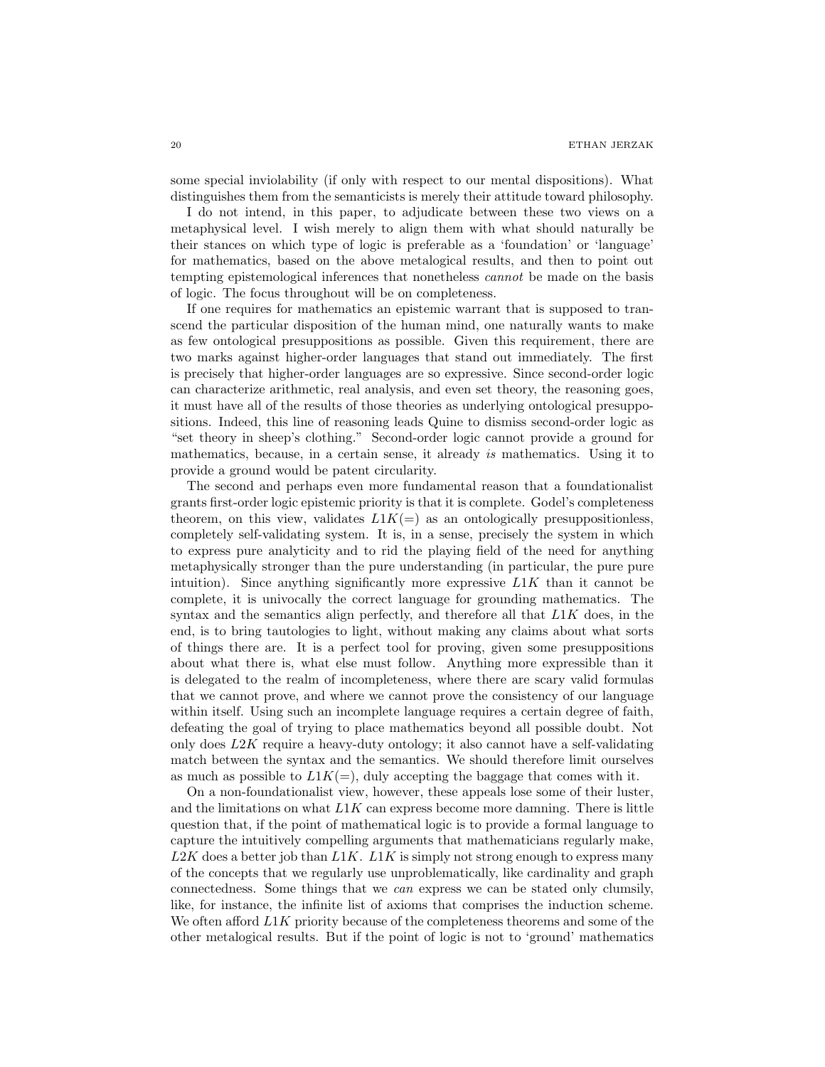some special inviolability (if only with respect to our mental dispositions). What distinguishes them from the semanticists is merely their attitude toward philosophy.

I do not intend, in this paper, to adjudicate between these two views on a metaphysical level. I wish merely to align them with what should naturally be their stances on which type of logic is preferable as a 'foundation' or 'language' for mathematics, based on the above metalogical results, and then to point out tempting epistemological inferences that nonetheless *cannot* be made on the basis of logic. The focus throughout will be on completeness.

If one requires for mathematics an epistemic warrant that is supposed to transcend the particular disposition of the human mind, one naturally wants to make as few ontological presuppositions as possible. Given this requirement, there are two marks against higher-order languages that stand out immediately. The first is precisely that higher-order languages are so expressive. Since second-order logic can characterize arithmetic, real analysis, and even set theory, the reasoning goes, it must have all of the results of those theories as underlying ontological presuppositions. Indeed, this line of reasoning leads Quine to dismiss second-order logic as "set theory in sheep's clothing." Second-order logic cannot provide a ground for mathematics, because, in a certain sense, it already *is* mathematics. Using it to provide a ground would be patent circularity.

The second and perhaps even more fundamental reason that a foundationalist grants first-order logic epistemic priority is that it is complete. Godel's completeness theorem, on this view, validates $L1K(=)$ as an ontologically presuppositionless, completely self-validating system. It is, in a sense, precisely the system in which to express pure analyticity and to rid the playing field of the need for anything metaphysically stronger than the pure understanding (in particular, the pure pure intuition). Since anything significantly more expressive $L1K$ than it cannot be complete, it is univocally the correct language for grounding mathematics. The syntax and the semantics align perfectly, and therefore all that $L1K$ does, in the end, is to bring tautologies to light, without making any claims about what sorts of things there are. It is a perfect tool for proving, given some presuppositions about what there is, what else must follow. Anything more expressible than it is delegated to the realm of incompleteness, where there are scary valid formulas that we cannot prove, and where we cannot prove the consistency of our language within itself. Using such an incomplete language requires a certain degree of faith, defeating the goal of trying to place mathematics beyond all possible doubt. Not only does $L2K$ require a heavy-duty ontology; it also cannot have a self-validating match between the syntax and the semantics. We should therefore limit ourselves as much as possible to $L1K(=)$, duly accepting the baggage that comes with it.

On a non-foundationalist view, however, these appeals lose some of their luster, and the limitations on what $L1K$ can express become more damning. There is little question that, if the point of mathematical logic is to provide a formal language to capture the intuitively compelling arguments that mathematicians regularly make, $L2K$ does a better job than $L1K$. $L1K$ is simply not strong enough to express many of the concepts that we regularly use unproblematically, like cardinality and graph connectedness. Some things that we *can* express we can be stated only clumsily, like, for instance, the infinite list of axioms that comprises the induction scheme. We often afford $L1K$ priority because of the completeness theorems and some of the other metalogical results. But if the point of logic is not to 'ground' mathematics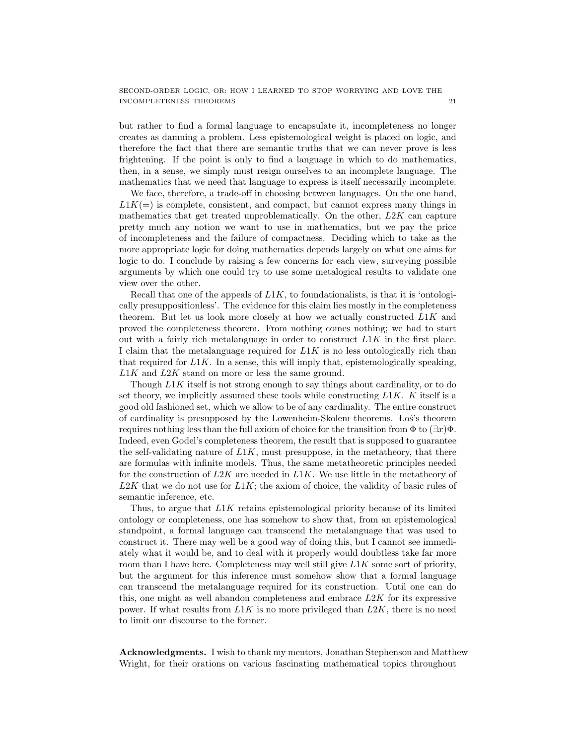but rather to find a formal language to encapsulate it, incompleteness no longer creates as damning a problem. Less epistemological weight is placed on logic, and therefore the fact that there are semantic truths that we can never prove is less frightening. If the point is only to find a language in which to do mathematics, then, in a sense, we simply must resign ourselves to an incomplete language. The mathematics that we need that language to express is itself necessarily incomplete.

We face, therefore, a trade-off in choosing between languages. On the one hand, $L1K(=)$ is complete, consistent, and compact, but cannot express many things in mathematics that get treated unproblematically. On the other, $L2K$ can capture pretty much any notion we want to use in mathematics, but we pay the price of incompleteness and the failure of compactness. Deciding which to take as the more appropriate logic for doing mathematics depends largely on what one aims for logic to do. I conclude by raising a few concerns for each view, surveying possible arguments by which one could try to use some metalogical results to validate one view over the other.

Recall that one of the appeals of $L1K$, to foundationalists, is that it is 'ontologically presuppositionless'. The evidence for this claim lies mostly in the completeness theorem. But let us look more closely at how we actually constructed $L1K$ and proved the completeness theorem. From nothing comes nothing; we had to start out with a fairly rich metalanguage in order to construct $L1K$ in the first place. I claim that the metalanguage required for $L1K$ is no less ontologically rich than that required for $L1K$. In a sense, this will imply that, epistemologically speaking, $L1K$ and $L2K$ stand on more or less the same ground.

Though $L1K$ itself is not strong enough to say things about cardinality, or to do set theory, we implicitly assumed these tools while constructing $L1K$. $K$ itself is a good old fashioned set, which we allow to be of any cardinality. The entire construct of cardinality is presupposed by the Lowenheim-Skolem theorems. Łoś's theorem requires nothing less than the full axiom of choice for the transition from $\Phi$ to $(\exists x)\Phi$. Indeed, even Godel's completeness theorem, the result that is supposed to guarantee the self-validating nature of $L1K$, must presuppose, in the metatheory, that there are formulas with infinite models. Thus, the same metatheoretic principles needed for the construction of $L2K$ are needed in $L1K$. We use little in the metatheory of $L2K$ that we do not use for $L1K$; the axiom of choice, the validity of basic rules of semantic inference, etc.

Thus, to argue that $L1K$ retains epistemological priority because of its limited ontology or completeness, one has somehow to show that, from an epistemological standpoint, a formal language can transcend the metalanguage that was used to construct it. There may well be a good way of doing this, but I cannot see immediately what it would be, and to deal with it properly would doubtless take far more room than I have here. Completeness may well still give $L1K$ some sort of priority, but the argument for this inference must somehow show that a formal language can transcend the metalanguage required for its construction. Until one can do this, one might as well abandon completeness and embrace $L2K$ for its expressive power. If what results from $L1K$ is no more privileged than $L2K$, there is no need to limit our discourse to the former.

**Acknowledgments.** I wish to thank my mentors, Jonathan Stephenson and Matthew Wright, for their orations on various fascinating mathematical topics throughout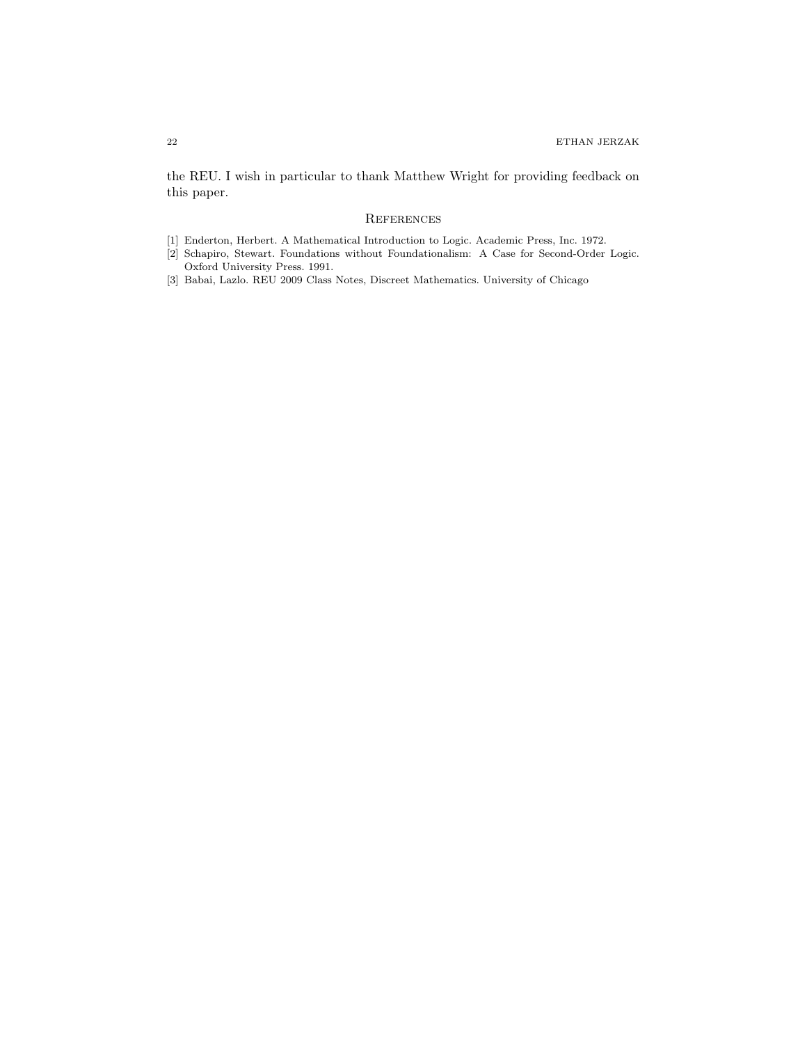the REU. I wish in particular to thank Matthew Wright for providing feedback on this paper.

## References

[1] Enderton, Herbert. A Mathematical Introduction to Logic. Academic Press, Inc. 1972.
[2] Schapiro, Stewart. Foundations without Foundationalism: A Case for Second-Order Logic. Oxford University Press. 1991.
[3] Babai, Lazlo. REU 2009 Class Notes, Discreet Mathematics. University of Chicago